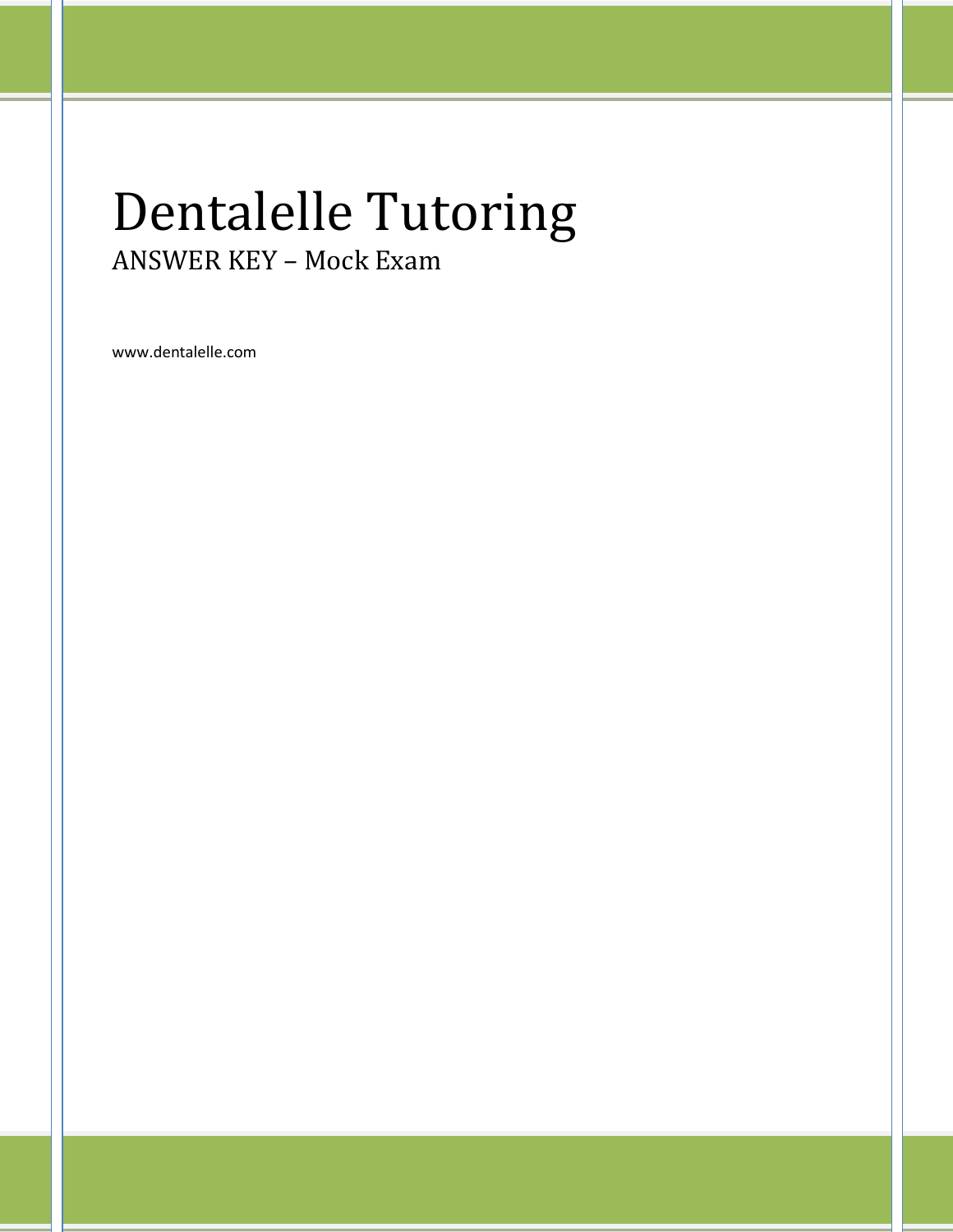# Dentalelle Tutoring

## ANSWER KEY – Mock Exam

www.dentalelle.com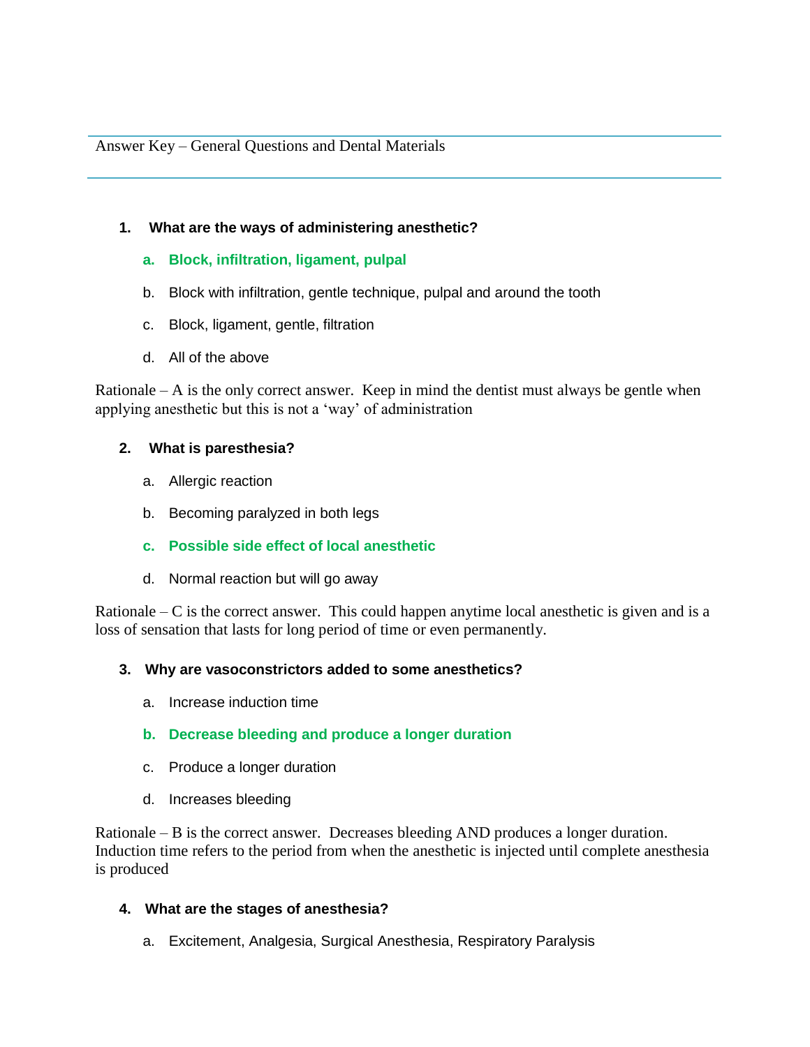Answer Key – General Questions and Dental Materials

1. **What are the ways of administering anesthetic?**

   a. **Block, infiltration, ligament, pulpal**

   b. Block with infiltration, gentle technique, pulpal and around the tooth

   c. Block, ligament, gentle, filtration

   d. All of the above

Rationale – A is the only correct answer. Keep in mind the dentist must always be gentle when applying anesthetic but this is not a 'way' of administration

2. **What is paresthesia?**

   a. Allergic reaction

   b. Becoming paralyzed in both legs

   c. **Possible side effect of local anesthetic**

   d. Normal reaction but will go away

Rationale – C is the correct answer. This could happen anytime local anesthetic is given and is a loss of sensation that lasts for long period of time or even permanently.

3. **Why are vasoconstrictors added to some anesthetics?**

   a. Increase induction time

   b. **Decrease bleeding and produce a longer duration**

   c. Produce a longer duration

   d. Increases bleeding

Rationale – B is the correct answer. Decreases bleeding AND produces a longer duration. Induction time refers to the period from when the anesthetic is injected until complete anesthesia is produced

4. **What are the stages of anesthesia?**

   a. Excitement, Analgesia, Surgical Anesthesia, Respiratory Paralysis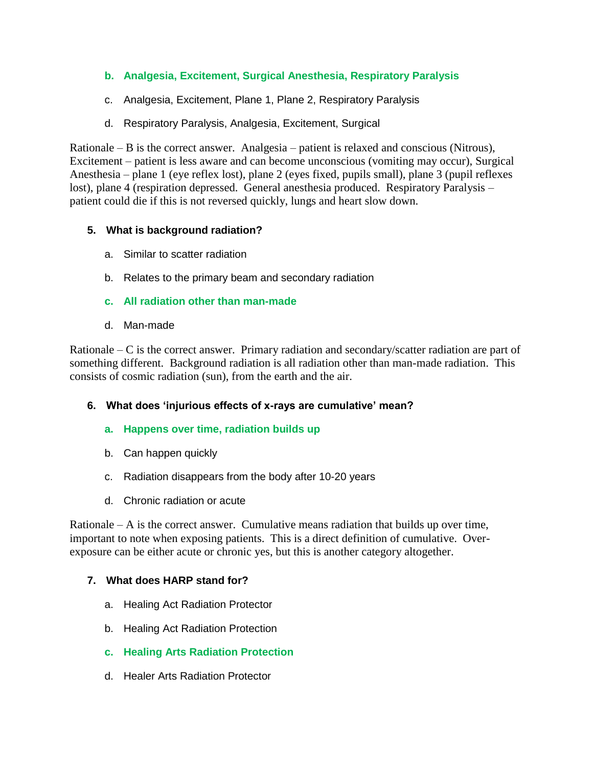b. **Analgesia, Excitement, Surgical Anesthesia, Respiratory Paralysis**

c. Analgesia, Excitement, Plane 1, Plane 2, Respiratory Paralysis

d. Respiratory Paralysis, Analgesia, Excitement, Surgical

Rationale – B is the correct answer. Analgesia – patient is relaxed and conscious (Nitrous), Excitement – patient is less aware and can become unconscious (vomiting may occur), Surgical Anesthesia – plane 1 (eye reflex lost), plane 2 (eyes fixed, pupils small), plane 3 (pupil reflexes lost), plane 4 (respiration depressed. General anesthesia produced. Respiratory Paralysis – patient could die if this is not reversed quickly, lungs and heart slow down.

**5. What is background radiation?**

a. Similar to scatter radiation

b. Relates to the primary beam and secondary radiation

c. **All radiation other than man-made**

d. Man-made

Rationale – C is the correct answer. Primary radiation and secondary/scatter radiation are part of something different. Background radiation is all radiation other than man-made radiation. This consists of cosmic radiation (sun), from the earth and the air.

**6. What does 'injurious effects of x-rays are cumulative' mean?**

a. **Happens over time, radiation builds up**

b. Can happen quickly

c. Radiation disappears from the body after 10-20 years

d. Chronic radiation or acute

Rationale – A is the correct answer. Cumulative means radiation that builds up over time, important to note when exposing patients. This is a direct definition of cumulative. Over-exposure can be either acute or chronic yes, but this is another category altogether.

**7. What does HARP stand for?**

a. Healing Act Radiation Protector

b. Healing Act Radiation Protection

c. **Healing Arts Radiation Protection**

d. Healer Arts Radiation Protector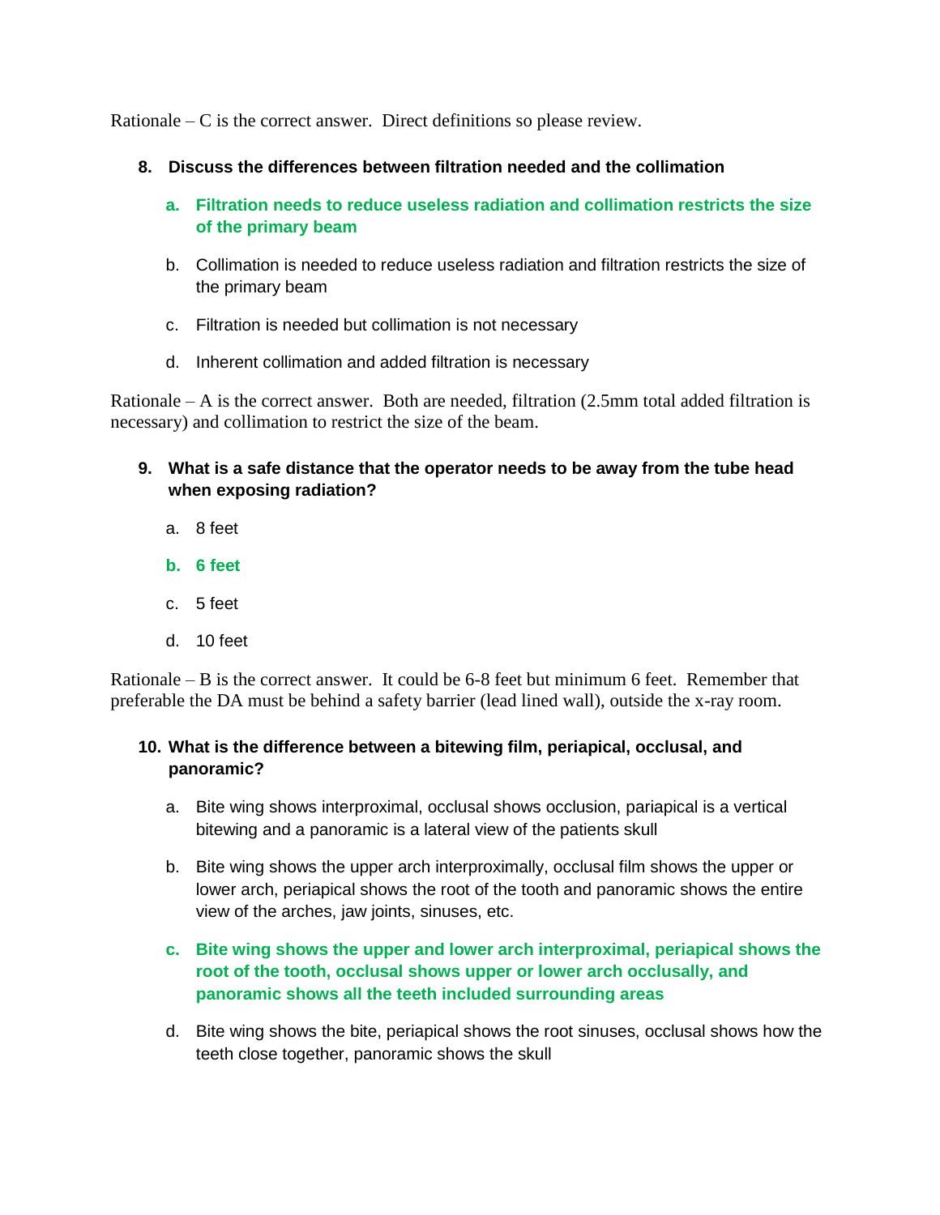Rationale – C is the correct answer. Direct definitions so please review.

**8. Discuss the differences between filtration needed and the collimation**

- **a. Filtration needs to reduce useless radiation and collimation restricts the size of the primary beam**
- b. Collimation is needed to reduce useless radiation and filtration restricts the size of the primary beam
- c. Filtration is needed but collimation is not necessary
- d. Inherent collimation and added filtration is necessary

Rationale – A is the correct answer. Both are needed, filtration (2.5mm total added filtration is necessary) and collimation to restrict the size of the beam.

**9. What is a safe distance that the operator needs to be away from the tube head when exposing radiation?**

- a. 8 feet
- **b. 6 feet**
- c. 5 feet
- d. 10 feet

Rationale – B is the correct answer. It could be 6-8 feet but minimum 6 feet. Remember that preferable the DA must be behind a safety barrier (lead lined wall), outside the x-ray room.

**10. What is the difference between a bitewing film, periapical, occlusal, and panoramic?**

- a. Bite wing shows interproximal, occlusal shows occlusion, pariapical is a vertical bitewing and a panoramic is a lateral view of the patients skull
- b. Bite wing shows the upper arch interproximally, occlusal film shows the upper or lower arch, periapical shows the root of the tooth and panoramic shows the entire view of the arches, jaw joints, sinuses, etc.
- **c. Bite wing shows the upper and lower arch interproximal, periapical shows the root of the tooth, occlusal shows upper or lower arch occlusally, and panoramic shows all the teeth included surrounding areas**
- d. Bite wing shows the bite, periapical shows the root sinuses, occlusal shows how the teeth close together, panoramic shows the skull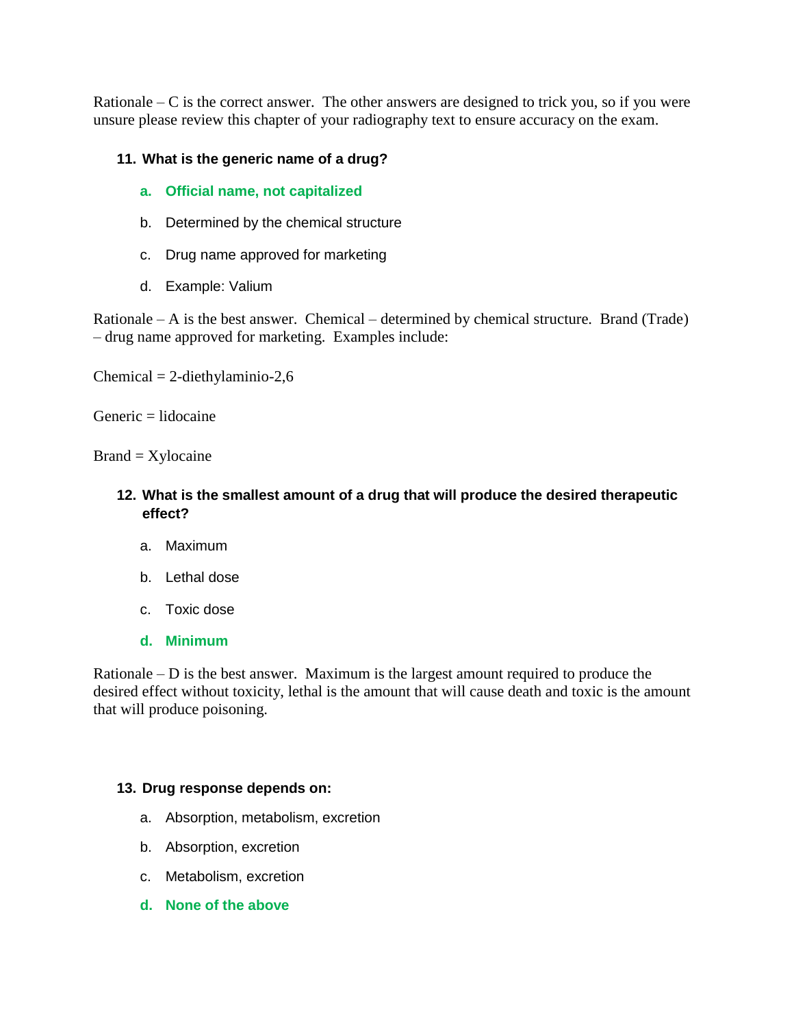Rationale – C is the correct answer. The other answers are designed to trick you, so if you were unsure please review this chapter of your radiography text to ensure accuracy on the exam.

11. **What is the generic name of a drug?**

    a. **Official name, not capitalized**

    b. Determined by the chemical structure

    c. Drug name approved for marketing

    d. Example: Valium

Rationale – A is the best answer. Chemical – determined by chemical structure. Brand (Trade) – drug name approved for marketing. Examples include:

Chemical = 2-diethylaminio-2,6

Generic = lidocaine

Brand = Xylocaine

12. **What is the smallest amount of a drug that will produce the desired therapeutic effect?**

    a. Maximum

    b. Lethal dose

    c. Toxic dose

    d. **Minimum**

Rationale – D is the best answer. Maximum is the largest amount required to produce the desired effect without toxicity, lethal is the amount that will cause death and toxic is the amount that will produce poisoning.

13. **Drug response depends on:**

    a. Absorption, metabolism, excretion

    b. Absorption, excretion

    c. Metabolism, excretion

    d. **None of the above**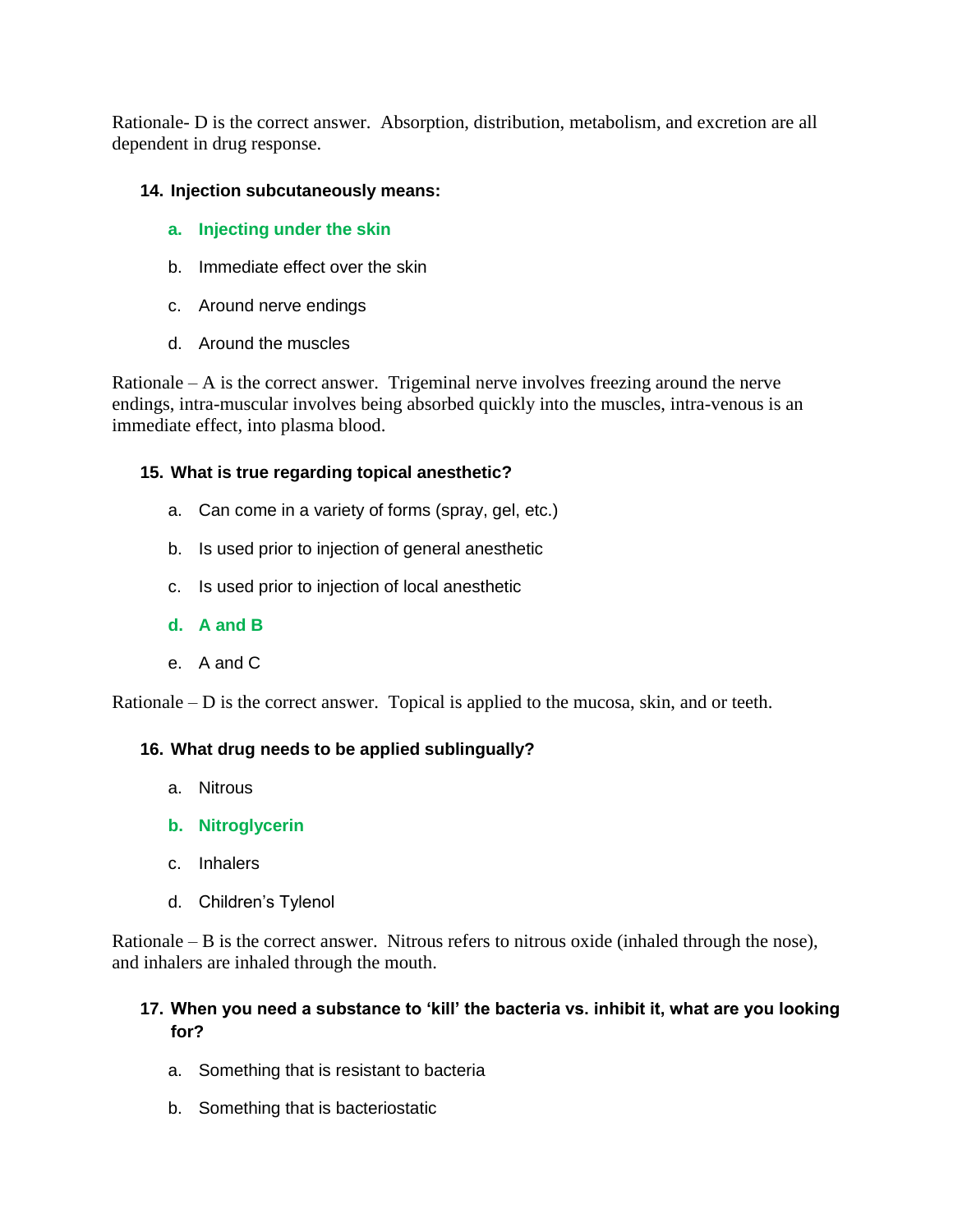Rationale- D is the correct answer.  Absorption, distribution, metabolism, and excretion are all dependent in drug response.

**14. Injection subcutaneously means:**

- **a. Injecting under the skin**
- b. Immediate effect over the skin
- c. Around nerve endings
- d. Around the muscles

Rationale – A is the correct answer.  Trigeminal nerve involves freezing around the nerve endings, intra-muscular involves being absorbed quickly into the muscles, intra-venous is an immediate effect, into plasma blood.

**15. What is true regarding topical anesthetic?**

- a. Can come in a variety of forms (spray, gel, etc.)
- b. Is used prior to injection of general anesthetic
- c. Is used prior to injection of local anesthetic
- **d. A and B**
- e. A and C

Rationale – D is the correct answer.  Topical is applied to the mucosa, skin, and or teeth.

**16. What drug needs to be applied sublingually?**

- a. Nitrous
- **b. Nitroglycerin**
- c. Inhalers
- d. Children's Tylenol

Rationale – B is the correct answer.  Nitrous refers to nitrous oxide (inhaled through the nose), and inhalers are inhaled through the mouth.

**17. When you need a substance to 'kill' the bacteria vs. inhibit it, what are you looking for?**

- a. Something that is resistant to bacteria
- b. Something that is bacteriostatic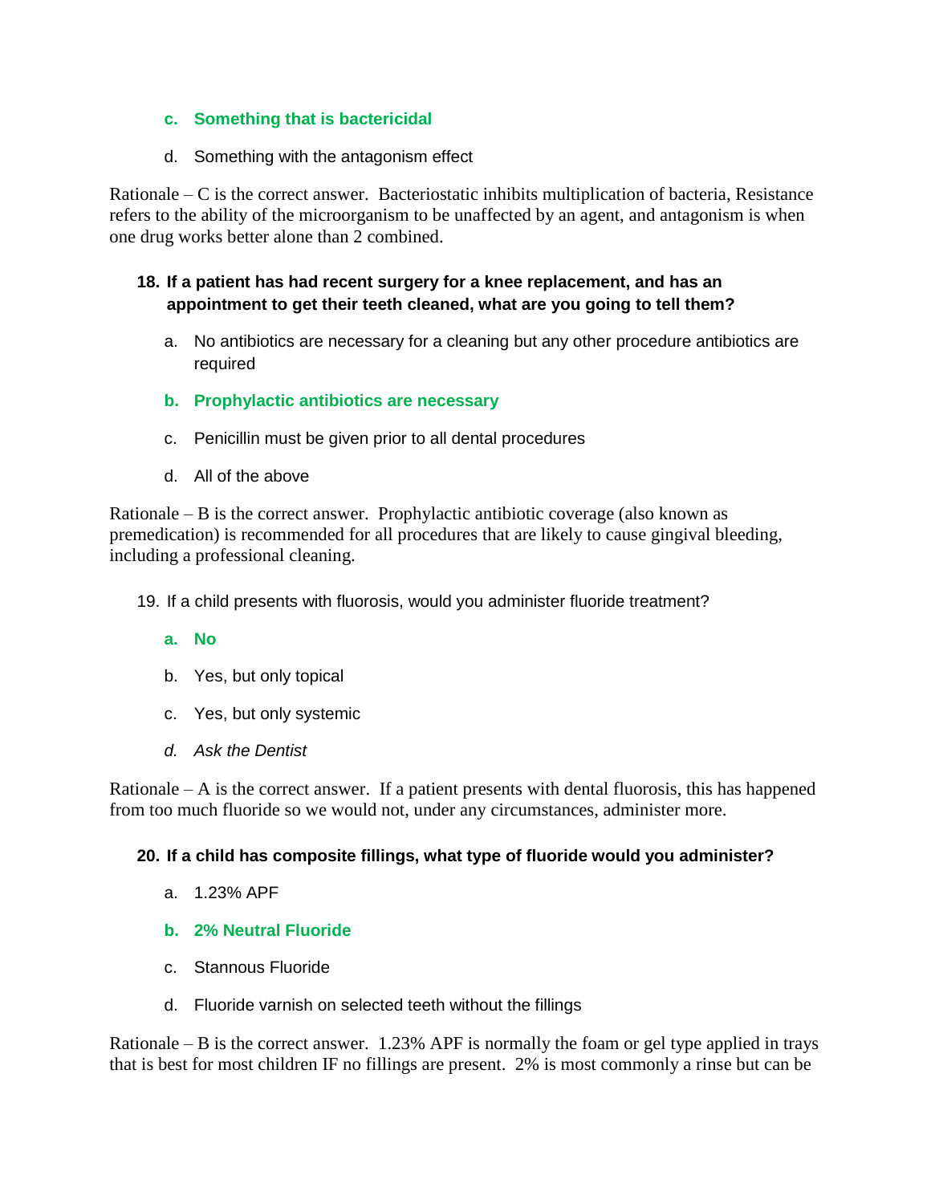c. **Something that is bactericidal**

d. Something with the antagonism effect

Rationale – C is the correct answer. Bacteriostatic inhibits multiplication of bacteria, Resistance refers to the ability of the microorganism to be unaffected by an agent, and antagonism is when one drug works better alone than 2 combined.

**18. If a patient has had recent surgery for a knee replacement, and has an appointment to get their teeth cleaned, what are you going to tell them?**

a. No antibiotics are necessary for a cleaning but any other procedure antibiotics are required

b. **Prophylactic antibiotics are necessary**

c. Penicillin must be given prior to all dental procedures

d. All of the above

Rationale – B is the correct answer. Prophylactic antibiotic coverage (also known as premedication) is recommended for all procedures that are likely to cause gingival bleeding, including a professional cleaning.

19. If a child presents with fluorosis, would you administer fluoride treatment?

a. **No**

b. Yes, but only topical

c. Yes, but only systemic

*d. Ask the Dentist*

Rationale – A is the correct answer. If a patient presents with dental fluorosis, this has happened from too much fluoride so we would not, under any circumstances, administer more.

**20. If a child has composite fillings, what type of fluoride would you administer?**

a. 1.23% APF

b. **2% Neutral Fluoride**

c. Stannous Fluoride

d. Fluoride varnish on selected teeth without the fillings

Rationale – B is the correct answer. 1.23% APF is normally the foam or gel type applied in trays that is best for most children IF no fillings are present. 2% is most commonly a rinse but can be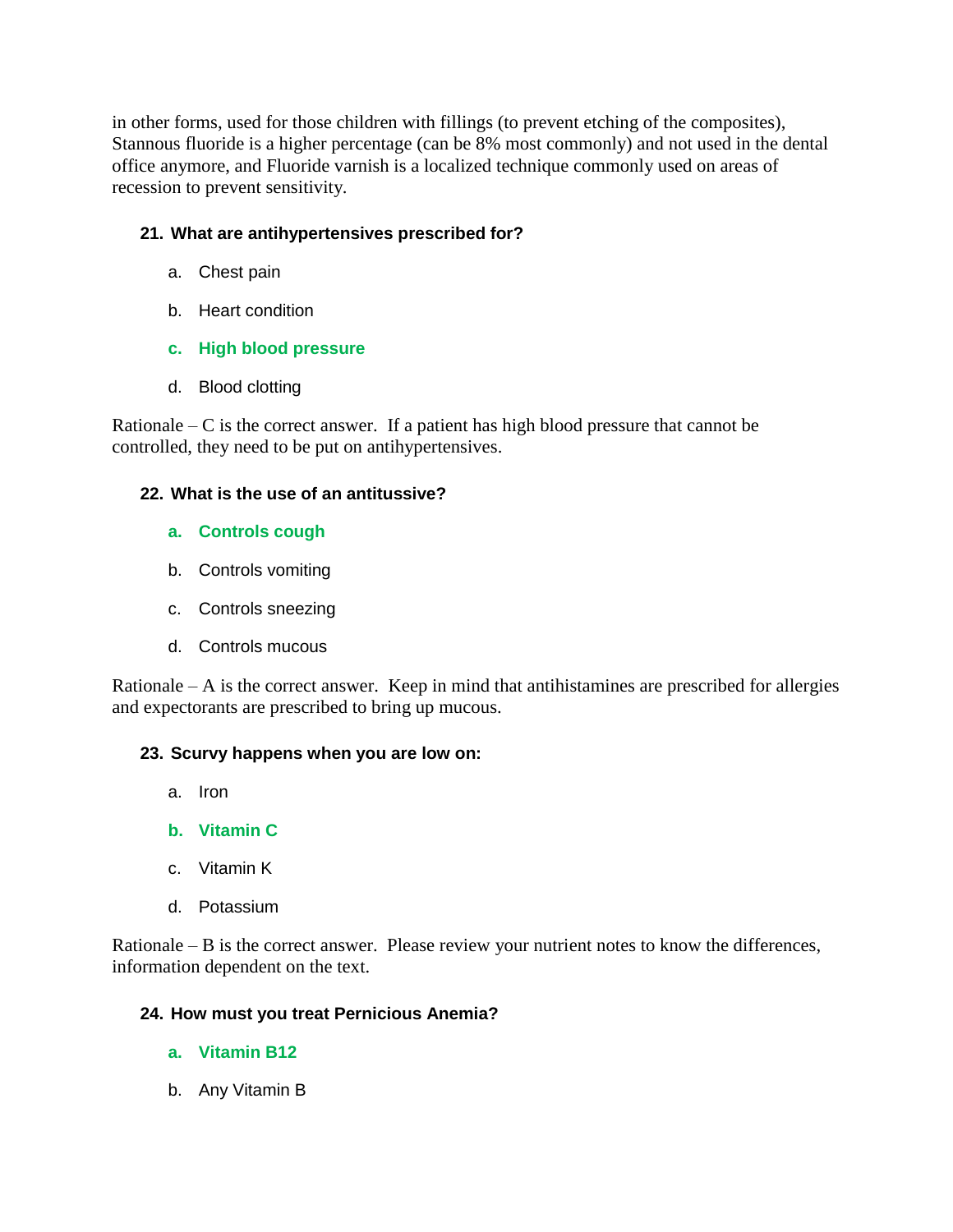in other forms, used for those children with fillings (to prevent etching of the composites), Stannous fluoride is a higher percentage (can be 8% most commonly) and not used in the dental office anymore, and Fluoride varnish is a localized technique commonly used on areas of recession to prevent sensitivity.

**21. What are antihypertensives prescribed for?**

a. Chest pain

b. Heart condition

**c. High blood pressure**

d. Blood clotting

Rationale – C is the correct answer. If a patient has high blood pressure that cannot be controlled, they need to be put on antihypertensives.

**22. What is the use of an antitussive?**

**a. Controls cough**

b. Controls vomiting

c. Controls sneezing

d. Controls mucous

Rationale – A is the correct answer. Keep in mind that antihistamines are prescribed for allergies and expectorants are prescribed to bring up mucous.

**23. Scurvy happens when you are low on:**

a. Iron

**b. Vitamin C**

c. Vitamin K

d. Potassium

Rationale – B is the correct answer. Please review your nutrient notes to know the differences, information dependent on the text.

**24. How must you treat Pernicious Anemia?**

**a. Vitamin B12**

b. Any Vitamin B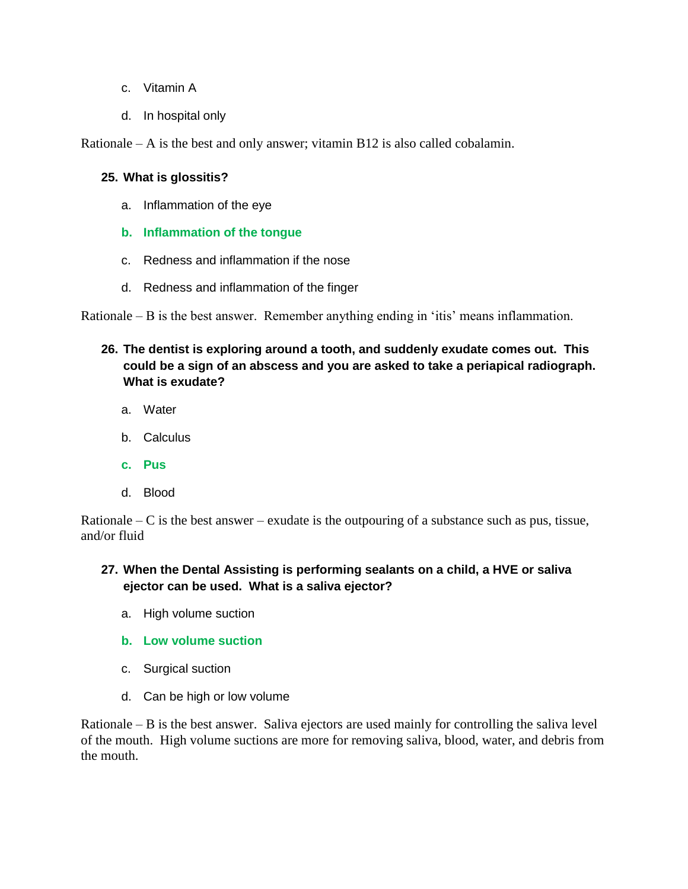c. Vitamin A

d. In hospital only

Rationale – A is the best and only answer; vitamin B12 is also called cobalamin.

**25. What is glossitis?**

a. Inflammation of the eye

**b. Inflammation of the tongue**

c. Redness and inflammation if the nose

d. Redness and inflammation of the finger

Rationale – B is the best answer. Remember anything ending in 'itis' means inflammation.

**26. The dentist is exploring around a tooth, and suddenly exudate comes out. This could be a sign of an abscess and you are asked to take a periapical radiograph. What is exudate?**

a. Water

b. Calculus

**c. Pus**

d. Blood

Rationale – C is the best answer – exudate is the outpouring of a substance such as pus, tissue, and/or fluid

**27. When the Dental Assisting is performing sealants on a child, a HVE or saliva ejector can be used. What is a saliva ejector?**

a. High volume suction

**b. Low volume suction**

c. Surgical suction

d. Can be high or low volume

Rationale – B is the best answer. Saliva ejectors are used mainly for controlling the saliva level of the mouth. High volume suctions are more for removing saliva, blood, water, and debris from the mouth.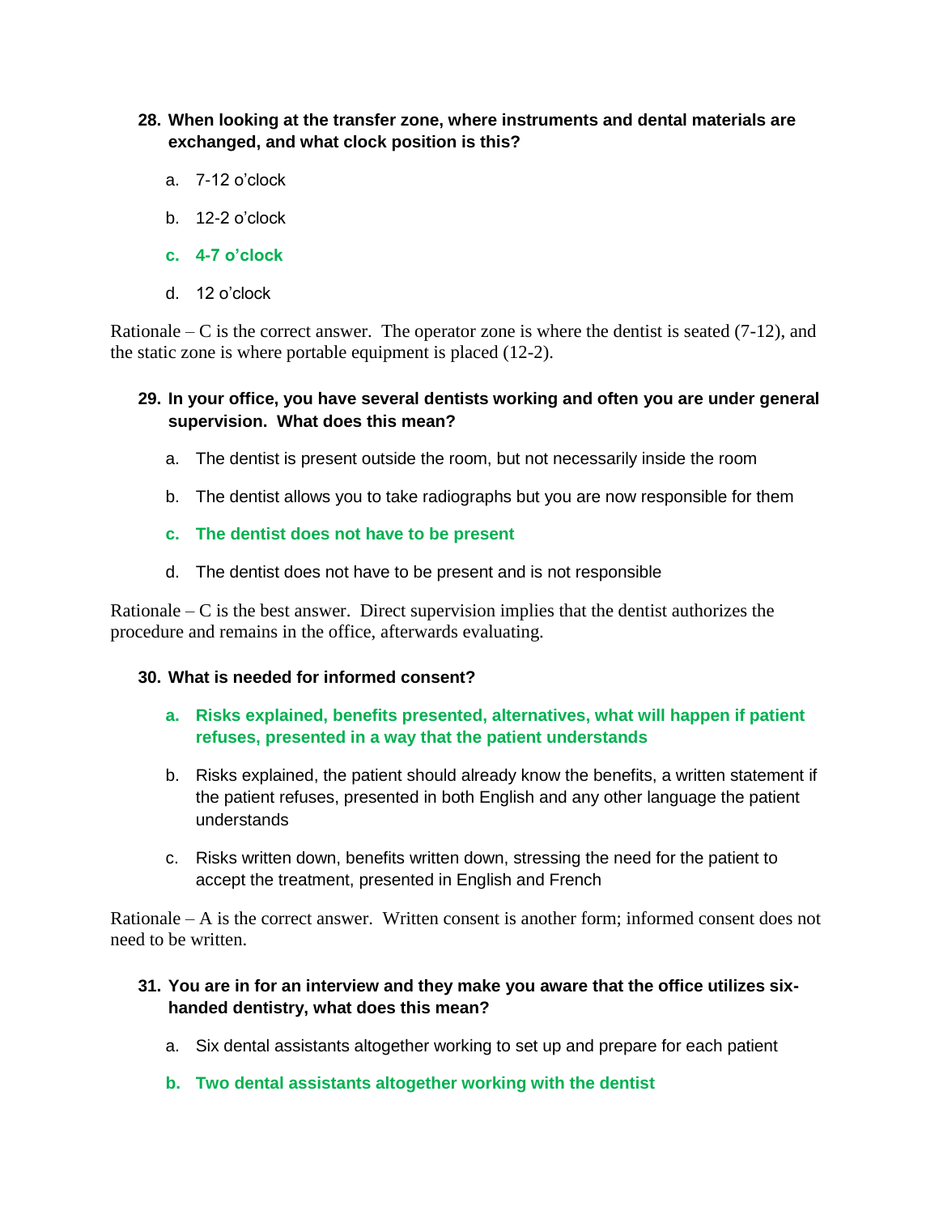**28. When looking at the transfer zone, where instruments and dental materials are exchanged, and what clock position is this?**

a. 7-12 o'clock

b. 12-2 o'clock

**c. 4-7 o'clock**

d. 12 o'clock

Rationale – C is the correct answer. The operator zone is where the dentist is seated (7-12), and the static zone is where portable equipment is placed (12-2).

**29. In your office, you have several dentists working and often you are under general supervision. What does this mean?**

a. The dentist is present outside the room, but not necessarily inside the room

b. The dentist allows you to take radiographs but you are now responsible for them

**c. The dentist does not have to be present**

d. The dentist does not have to be present and is not responsible

Rationale – C is the best answer. Direct supervision implies that the dentist authorizes the procedure and remains in the office, afterwards evaluating.

**30. What is needed for informed consent?**

**a. Risks explained, benefits presented, alternatives, what will happen if patient refuses, presented in a way that the patient understands**

b. Risks explained, the patient should already know the benefits, a written statement if the patient refuses, presented in both English and any other language the patient understands

c. Risks written down, benefits written down, stressing the need for the patient to accept the treatment, presented in English and French

Rationale – A is the correct answer. Written consent is another form; informed consent does not need to be written.

**31. You are in for an interview and they make you aware that the office utilizes six-handed dentistry, what does this mean?**

a. Six dental assistants altogether working to set up and prepare for each patient

**b. Two dental assistants altogether working with the dentist**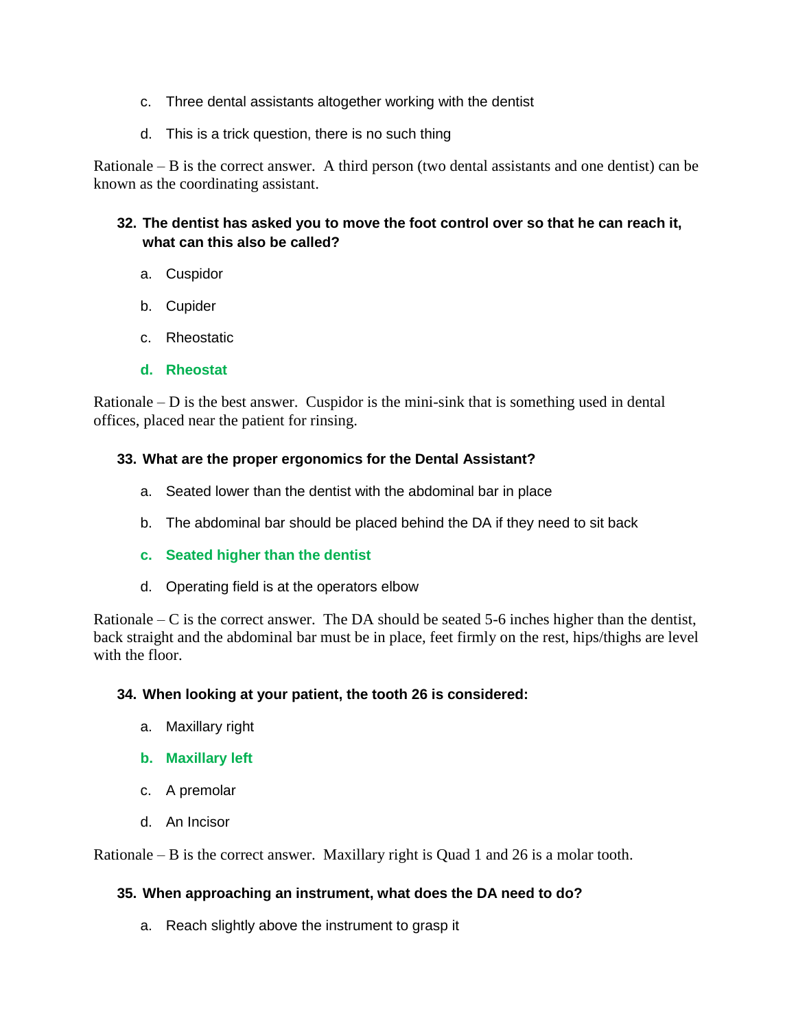c. Three dental assistants altogether working with the dentist

d. This is a trick question, there is no such thing

Rationale – B is the correct answer. A third person (two dental assistants and one dentist) can be known as the coordinating assistant.

**32. The dentist has asked you to move the foot control over so that he can reach it, what can this also be called?**

a. Cuspidor

b. Cupider

c. Rheostatic

**d. Rheostat**

Rationale – D is the best answer. Cuspidor is the mini-sink that is something used in dental offices, placed near the patient for rinsing.

**33. What are the proper ergonomics for the Dental Assistant?**

a. Seated lower than the dentist with the abdominal bar in place

b. The abdominal bar should be placed behind the DA if they need to sit back

**c. Seated higher than the dentist**

d. Operating field is at the operators elbow

Rationale – C is the correct answer. The DA should be seated 5-6 inches higher than the dentist, back straight and the abdominal bar must be in place, feet firmly on the rest, hips/thighs are level with the floor.

**34. When looking at your patient, the tooth 26 is considered:**

a. Maxillary right

**b. Maxillary left**

c. A premolar

d. An Incisor

Rationale – B is the correct answer. Maxillary right is Quad 1 and 26 is a molar tooth.

**35. When approaching an instrument, what does the DA need to do?**

a. Reach slightly above the instrument to grasp it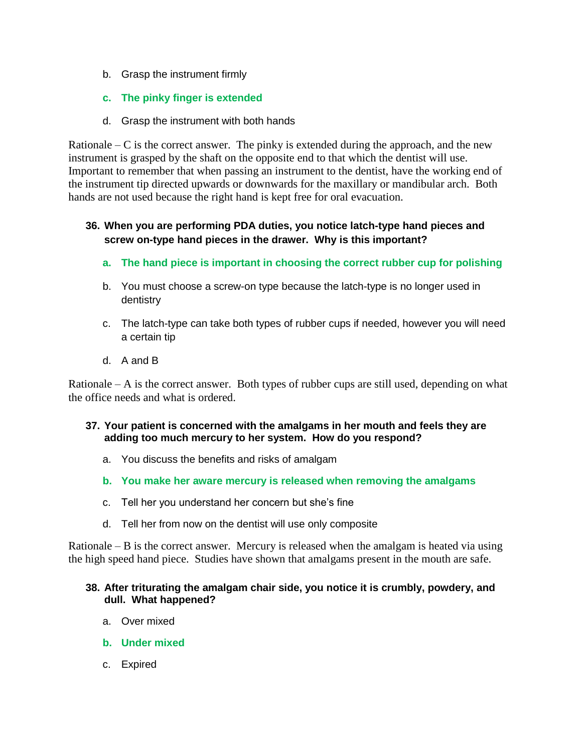b. Grasp the instrument firmly

**c. The pinky finger is extended**

d. Grasp the instrument with both hands

Rationale – C is the correct answer. The pinky is extended during the approach, and the new instrument is grasped by the shaft on the opposite end to that which the dentist will use. Important to remember that when passing an instrument to the dentist, have the working end of the instrument tip directed upwards or downwards for the maxillary or mandibular arch. Both hands are not used because the right hand is kept free for oral evacuation.

**36. When you are performing PDA duties, you notice latch-type hand pieces and screw on-type hand pieces in the drawer. Why is this important?**

**a. The hand piece is important in choosing the correct rubber cup for polishing**

b. You must choose a screw-on type because the latch-type is no longer used in dentistry

c. The latch-type can take both types of rubber cups if needed, however you will need a certain tip

d. A and B

Rationale – A is the correct answer. Both types of rubber cups are still used, depending on what the office needs and what is ordered.

**37. Your patient is concerned with the amalgams in her mouth and feels they are adding too much mercury to her system. How do you respond?**

a. You discuss the benefits and risks of amalgam

**b. You make her aware mercury is released when removing the amalgams**

c. Tell her you understand her concern but she's fine

d. Tell her from now on the dentist will use only composite

Rationale – B is the correct answer. Mercury is released when the amalgam is heated via using the high speed hand piece. Studies have shown that amalgams present in the mouth are safe.

**38. After triturating the amalgam chair side, you notice it is crumbly, powdery, and dull. What happened?**

a. Over mixed

**b. Under mixed**

c. Expired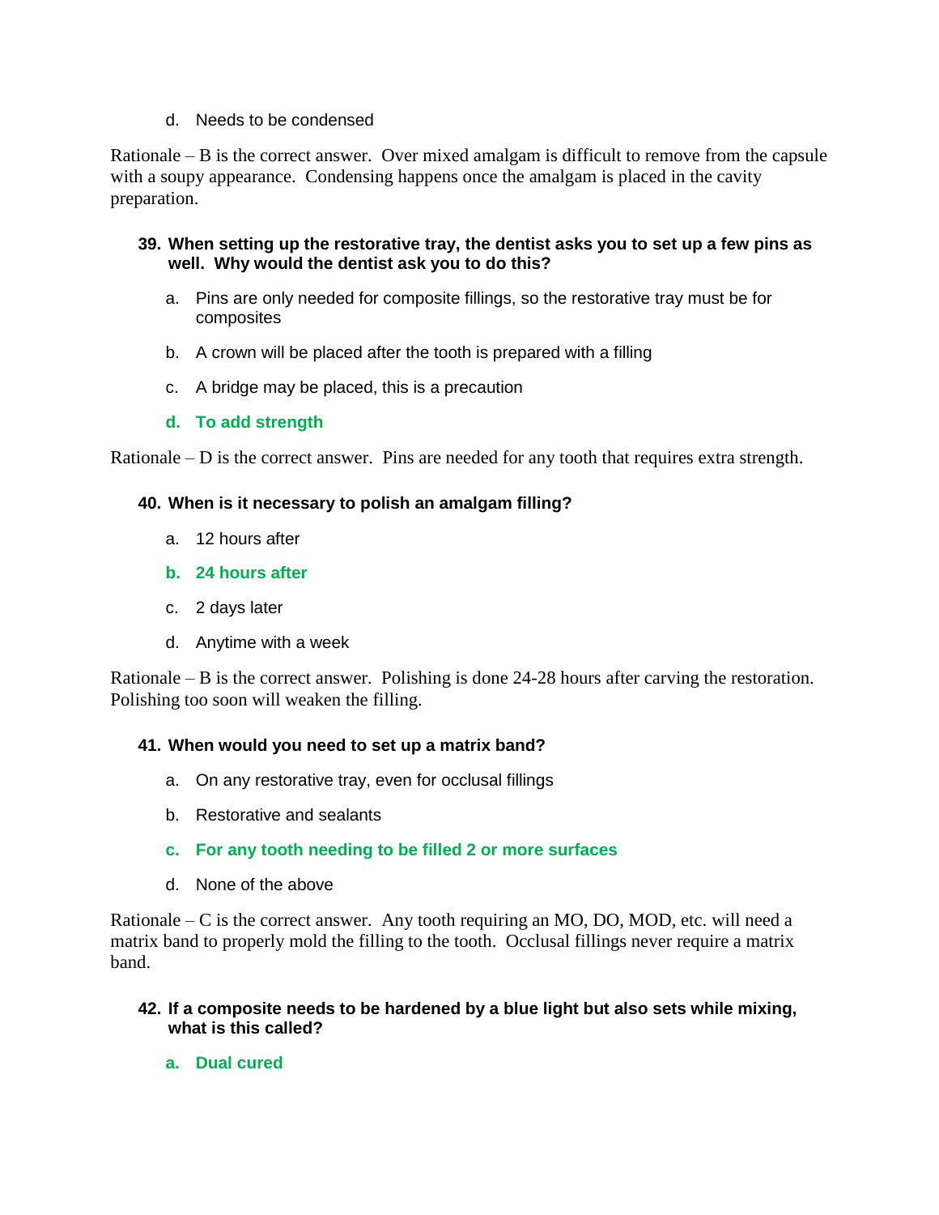d. Needs to be condensed

Rationale – B is the correct answer. Over mixed amalgam is difficult to remove from the capsule with a soupy appearance. Condensing happens once the amalgam is placed in the cavity preparation.

**39. When setting up the restorative tray, the dentist asks you to set up a few pins as well. Why would the dentist ask you to do this?**

a. Pins are only needed for composite fillings, so the restorative tray must be for composites

b. A crown will be placed after the tooth is prepared with a filling

c. A bridge may be placed, this is a precaution

**d. To add strength**

Rationale – D is the correct answer. Pins are needed for any tooth that requires extra strength.

**40. When is it necessary to polish an amalgam filling?**

a. 12 hours after

**b. 24 hours after**

c. 2 days later

d. Anytime with a week

Rationale – B is the correct answer. Polishing is done 24-28 hours after carving the restoration. Polishing too soon will weaken the filling.

**41. When would you need to set up a matrix band?**

a. On any restorative tray, even for occlusal fillings

b. Restorative and sealants

**c. For any tooth needing to be filled 2 or more surfaces**

d. None of the above

Rationale – C is the correct answer. Any tooth requiring an MO, DO, MOD, etc. will need a matrix band to properly mold the filling to the tooth. Occlusal fillings never require a matrix band.

**42. If a composite needs to be hardened by a blue light but also sets while mixing, what is this called?**

**a. Dual cured**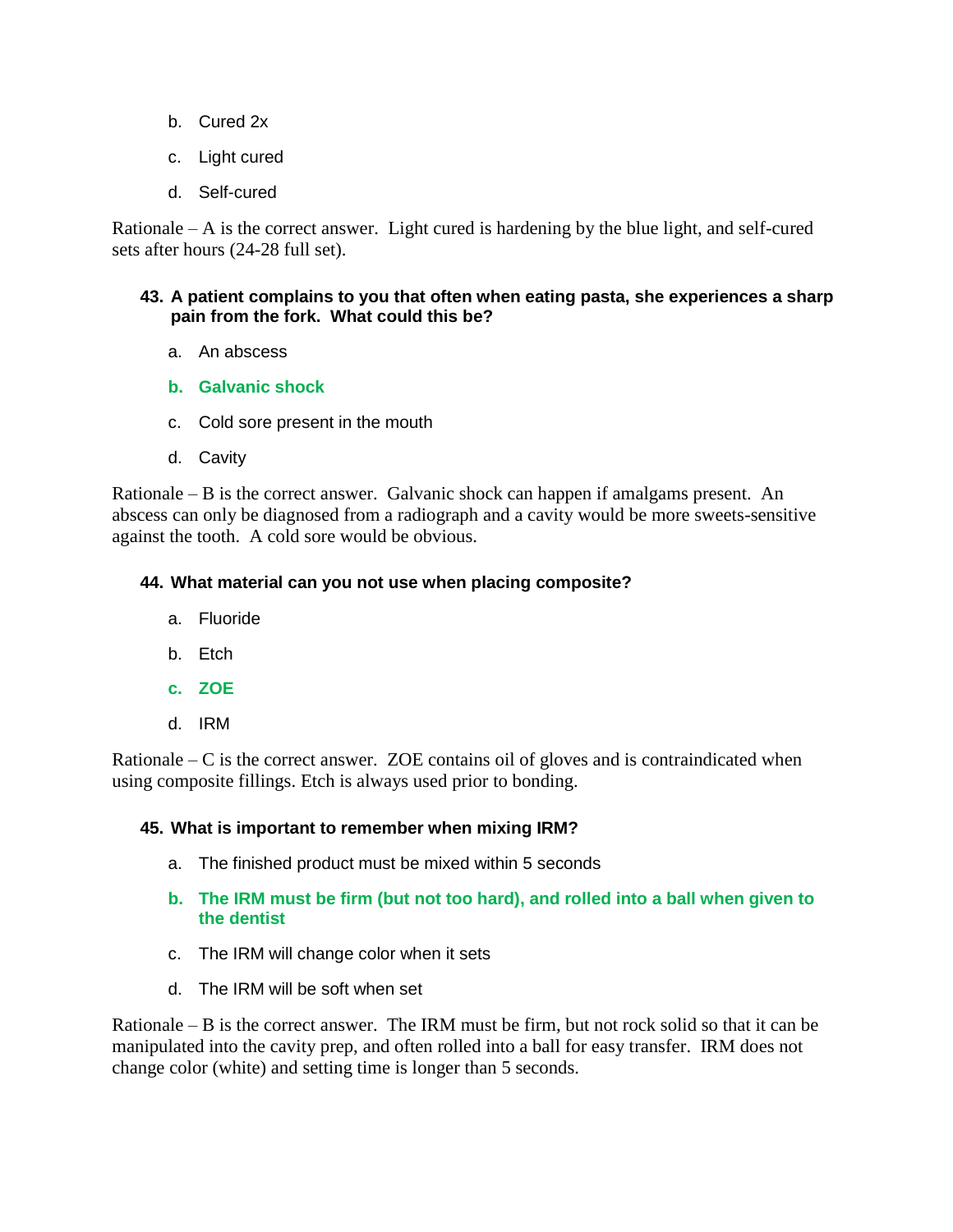b. Cured 2x

c. Light cured

d. Self-cured

Rationale – A is the correct answer. Light cured is hardening by the blue light, and self-cured sets after hours (24-28 full set).

**43. A patient complains to you that often when eating pasta, she experiences a sharp pain from the fork. What could this be?**

a. An abscess

**b. Galvanic shock**

c. Cold sore present in the mouth

d. Cavity

Rationale – B is the correct answer. Galvanic shock can happen if amalgams present. An abscess can only be diagnosed from a radiograph and a cavity would be more sweets-sensitive against the tooth. A cold sore would be obvious.

**44. What material can you not use when placing composite?**

a. Fluoride

b. Etch

**c. ZOE**

d. IRM

Rationale – C is the correct answer. ZOE contains oil of gloves and is contraindicated when using composite fillings. Etch is always used prior to bonding.

**45. What is important to remember when mixing IRM?**

a. The finished product must be mixed within 5 seconds

**b. The IRM must be firm (but not too hard), and rolled into a ball when given to the dentist**

c. The IRM will change color when it sets

d. The IRM will be soft when set

Rationale – B is the correct answer. The IRM must be firm, but not rock solid so that it can be manipulated into the cavity prep, and often rolled into a ball for easy transfer. IRM does not change color (white) and setting time is longer than 5 seconds.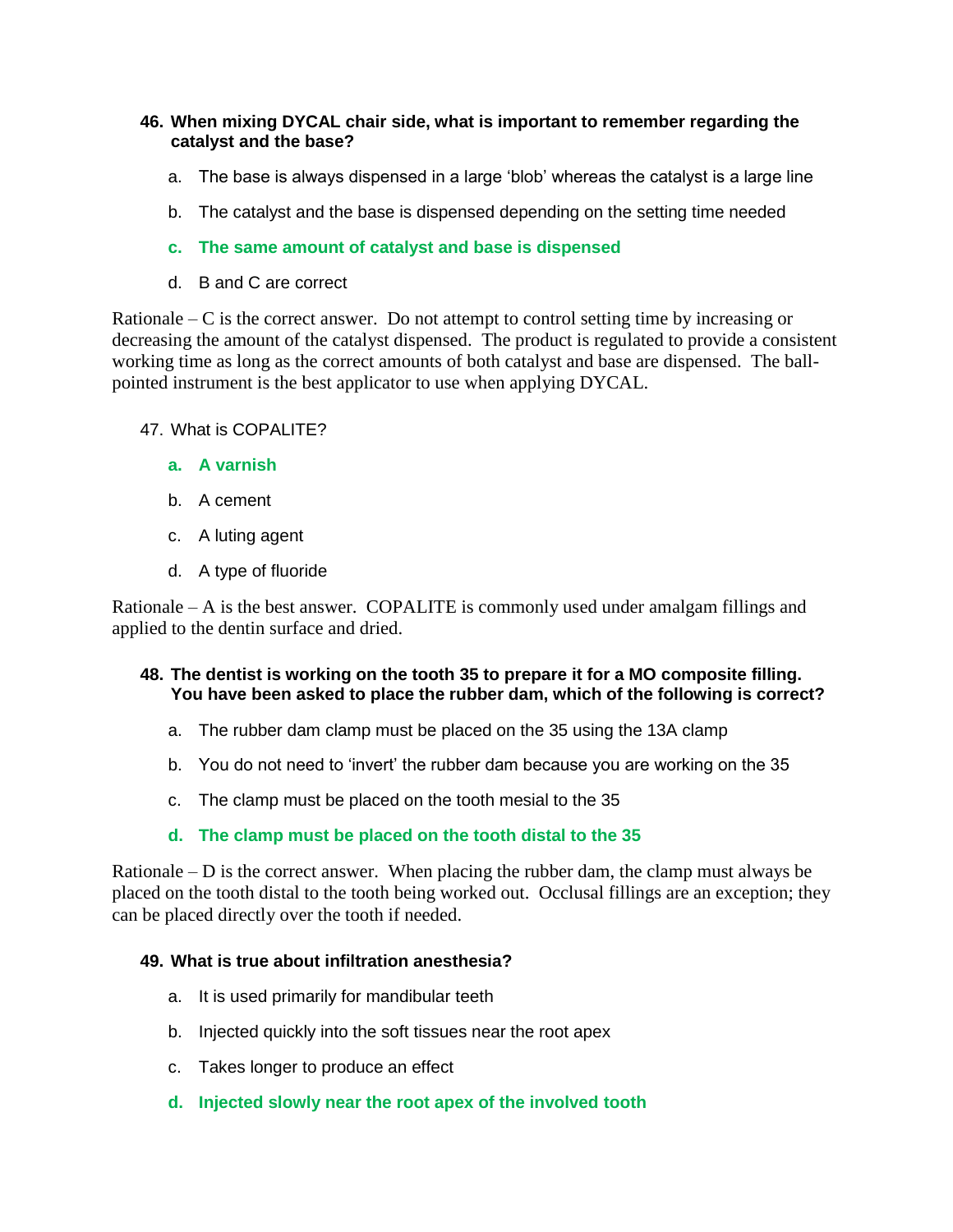**46. When mixing DYCAL chair side, what is important to remember regarding the catalyst and the base?**

a. The base is always dispensed in a large 'blob' whereas the catalyst is a large line

b. The catalyst and the base is dispensed depending on the setting time needed

**c. The same amount of catalyst and base is dispensed**

d. B and C are correct

Rationale – C is the correct answer. Do not attempt to control setting time by increasing or decreasing the amount of the catalyst dispensed. The product is regulated to provide a consistent working time as long as the correct amounts of both catalyst and base are dispensed. The ball-pointed instrument is the best applicator to use when applying DYCAL.

47. What is COPALITE?

**a. A varnish**

b. A cement

c. A luting agent

d. A type of fluoride

Rationale – A is the best answer. COPALITE is commonly used under amalgam fillings and applied to the dentin surface and dried.

**48. The dentist is working on the tooth 35 to prepare it for a MO composite filling. You have been asked to place the rubber dam, which of the following is correct?**

a. The rubber dam clamp must be placed on the 35 using the 13A clamp

b. You do not need to 'invert' the rubber dam because you are working on the 35

c. The clamp must be placed on the tooth mesial to the 35

**d. The clamp must be placed on the tooth distal to the 35**

Rationale – D is the correct answer. When placing the rubber dam, the clamp must always be placed on the tooth distal to the tooth being worked out. Occlusal fillings are an exception; they can be placed directly over the tooth if needed.

**49. What is true about infiltration anesthesia?**

a. It is used primarily for mandibular teeth

b. Injected quickly into the soft tissues near the root apex

c. Takes longer to produce an effect

**d. Injected slowly near the root apex of the involved tooth**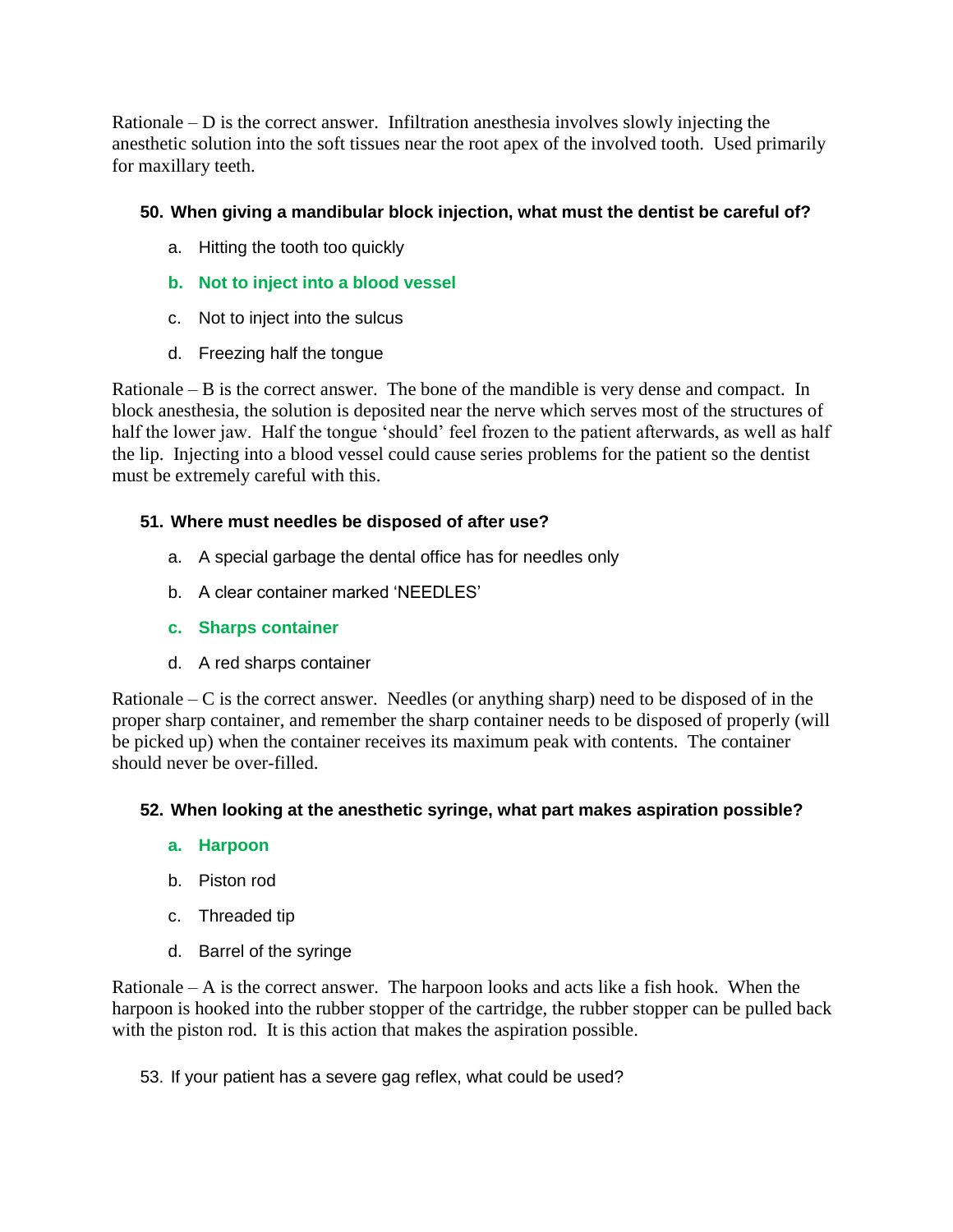Rationale – D is the correct answer. Infiltration anesthesia involves slowly injecting the anesthetic solution into the soft tissues near the root apex of the involved tooth. Used primarily for maxillary teeth.

**50. When giving a mandibular block injection, what must the dentist be careful of?**

a. Hitting the tooth too quickly

**b. Not to inject into a blood vessel**

c. Not to inject into the sulcus

d. Freezing half the tongue

Rationale – B is the correct answer. The bone of the mandible is very dense and compact. In block anesthesia, the solution is deposited near the nerve which serves most of the structures of half the lower jaw. Half the tongue 'should' feel frozen to the patient afterwards, as well as half the lip. Injecting into a blood vessel could cause series problems for the patient so the dentist must be extremely careful with this.

**51. Where must needles be disposed of after use?**

a. A special garbage the dental office has for needles only

b. A clear container marked 'NEEDLES'

**c. Sharps container**

d. A red sharps container

Rationale – C is the correct answer. Needles (or anything sharp) need to be disposed of in the proper sharp container, and remember the sharp container needs to be disposed of properly (will be picked up) when the container receives its maximum peak with contents. The container should never be over-filled.

**52. When looking at the anesthetic syringe, what part makes aspiration possible?**

**a. Harpoon**

b. Piston rod

c. Threaded tip

d. Barrel of the syringe

Rationale – A is the correct answer. The harpoon looks and acts like a fish hook. When the harpoon is hooked into the rubber stopper of the cartridge, the rubber stopper can be pulled back with the piston rod. It is this action that makes the aspiration possible.

53. If your patient has a severe gag reflex, what could be used?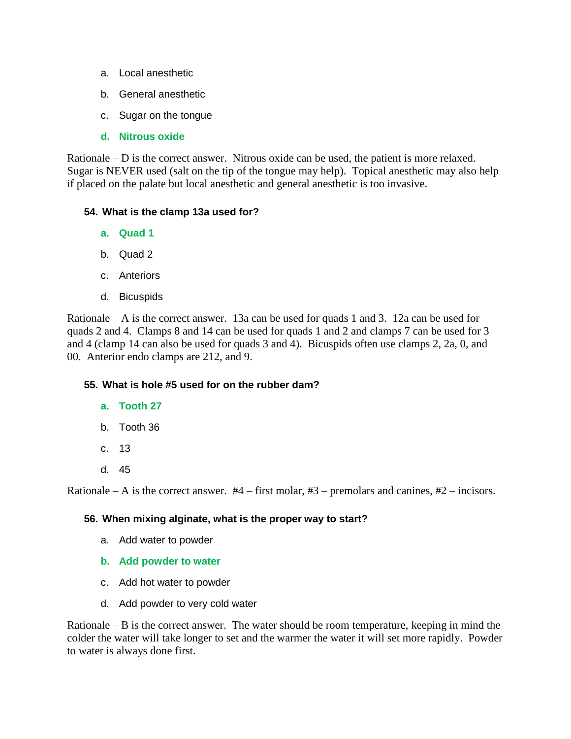a. Local anesthetic

b. General anesthetic

c. Sugar on the tongue

**d. Nitrous oxide**

Rationale – D is the correct answer. Nitrous oxide can be used, the patient is more relaxed. Sugar is NEVER used (salt on the tip of the tongue may help). Topical anesthetic may also help if placed on the palate but local anesthetic and general anesthetic is too invasive.

**54. What is the clamp 13a used for?**

**a. Quad 1**

b. Quad 2

c. Anteriors

d. Bicuspids

Rationale – A is the correct answer. 13a can be used for quads 1 and 3. 12a can be used for quads 2 and 4. Clamps 8 and 14 can be used for quads 1 and 2 and clamps 7 can be used for 3 and 4 (clamp 14 can also be used for quads 3 and 4). Bicuspids often use clamps 2, 2a, 0, and 00. Anterior endo clamps are 212, and 9.

**55. What is hole #5 used for on the rubber dam?**

**a. Tooth 27**

b. Tooth 36

c. 13

d. 45

Rationale – A is the correct answer. #4 – first molar, #3 – premolars and canines, #2 – incisors.

**56. When mixing alginate, what is the proper way to start?**

a. Add water to powder

**b. Add powder to water**

c. Add hot water to powder

d. Add powder to very cold water

Rationale – B is the correct answer. The water should be room temperature, keeping in mind the colder the water will take longer to set and the warmer the water it will set more rapidly. Powder to water is always done first.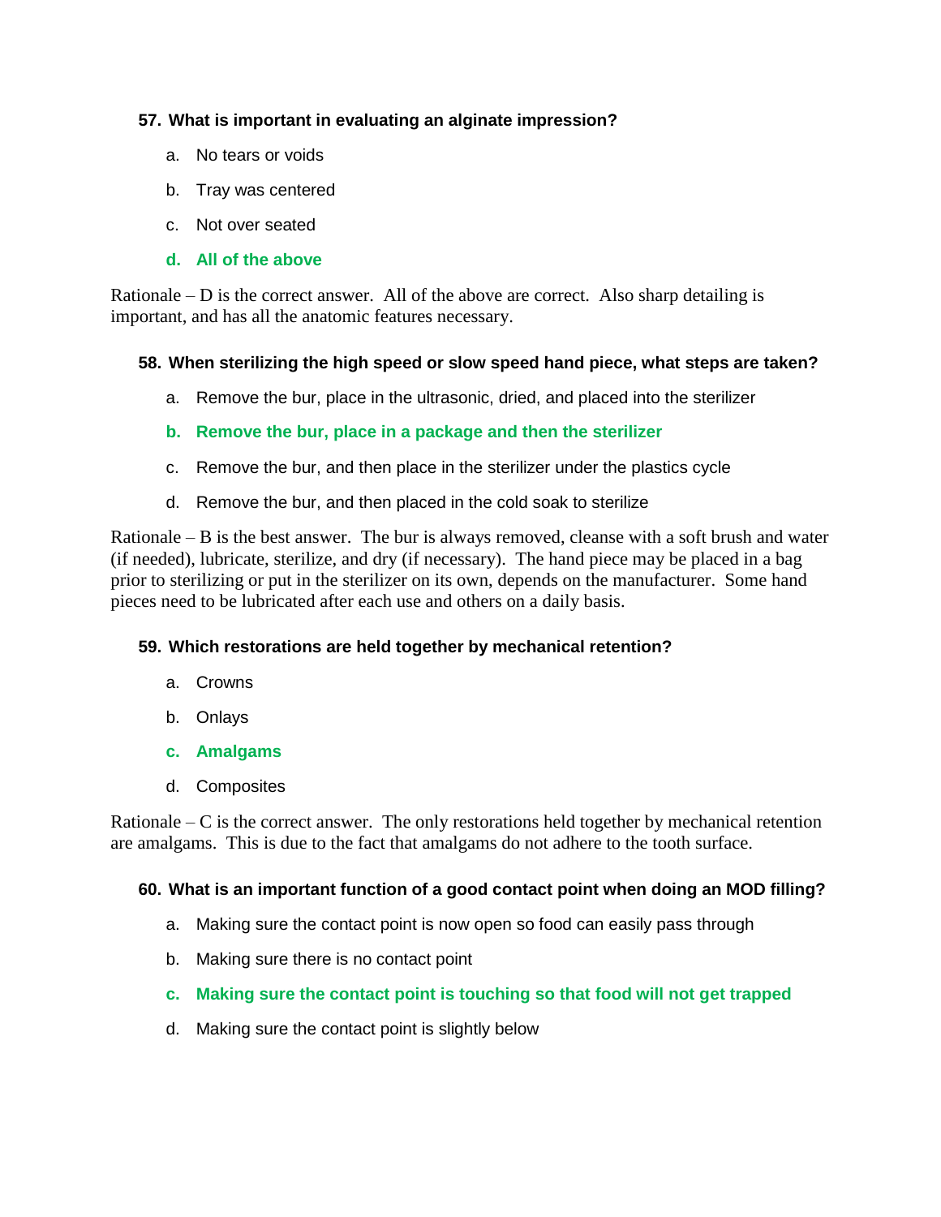**57. What is important in evaluating an alginate impression?**

a. No tears or voids

b. Tray was centered

c. Not over seated

**d. All of the above**

Rationale – D is the correct answer. All of the above are correct. Also sharp detailing is important, and has all the anatomic features necessary.

**58. When sterilizing the high speed or slow speed hand piece, what steps are taken?**

a. Remove the bur, place in the ultrasonic, dried, and placed into the sterilizer

**b. Remove the bur, place in a package and then the sterilizer**

c. Remove the bur, and then place in the sterilizer under the plastics cycle

d. Remove the bur, and then placed in the cold soak to sterilize

Rationale – B is the best answer. The bur is always removed, cleanse with a soft brush and water (if needed), lubricate, sterilize, and dry (if necessary). The hand piece may be placed in a bag prior to sterilizing or put in the sterilizer on its own, depends on the manufacturer. Some hand pieces need to be lubricated after each use and others on a daily basis.

**59. Which restorations are held together by mechanical retention?**

a. Crowns

b. Onlays

**c. Amalgams**

d. Composites

Rationale – C is the correct answer. The only restorations held together by mechanical retention are amalgams. This is due to the fact that amalgams do not adhere to the tooth surface.

**60. What is an important function of a good contact point when doing an MOD filling?**

a. Making sure the contact point is now open so food can easily pass through

b. Making sure there is no contact point

**c. Making sure the contact point is touching so that food will not get trapped**

d. Making sure the contact point is slightly below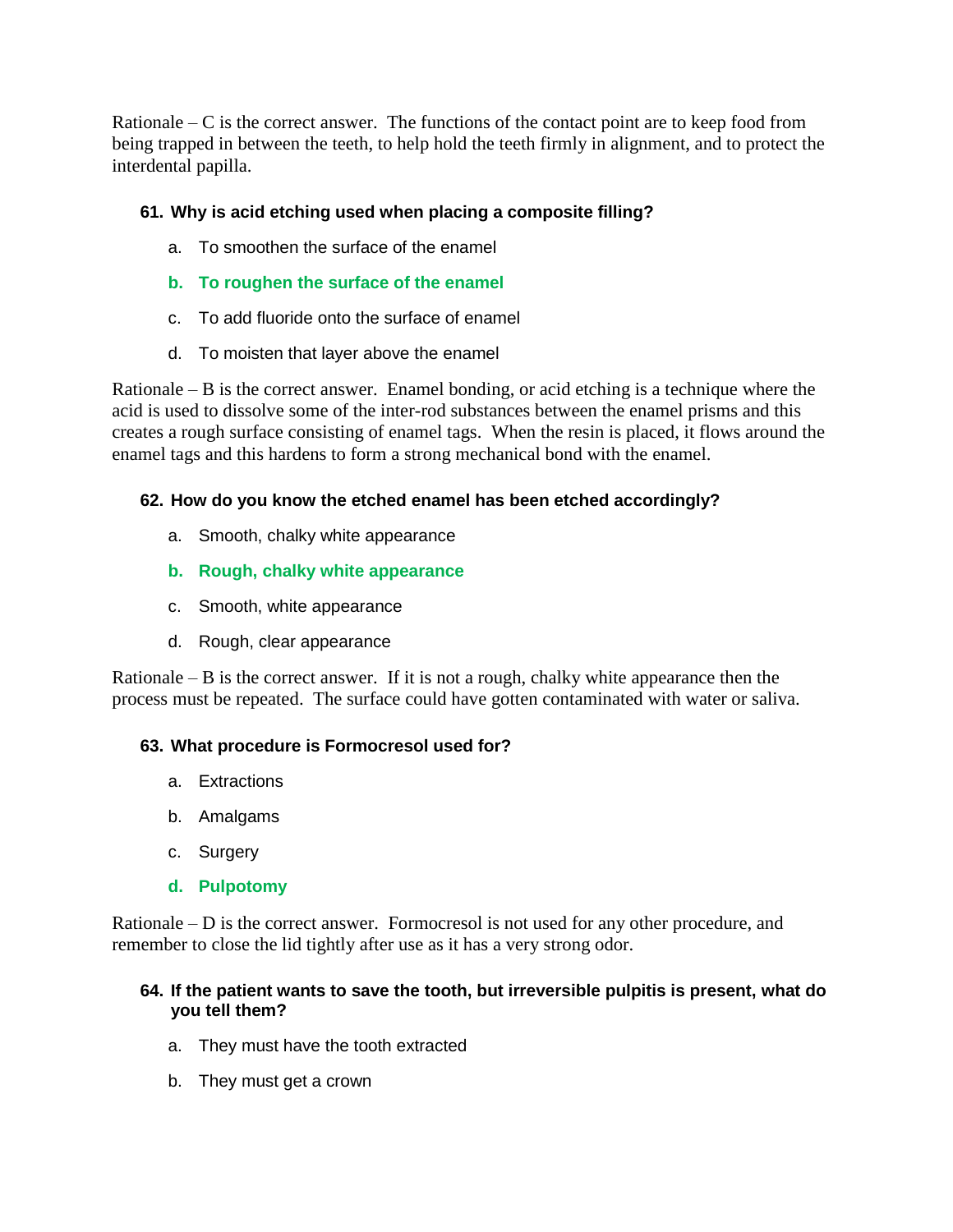Rationale – C is the correct answer. The functions of the contact point are to keep food from being trapped in between the teeth, to help hold the teeth firmly in alignment, and to protect the interdental papilla.

**61. Why is acid etching used when placing a composite filling?**

a. To smoothen the surface of the enamel

**b. To roughen the surface of the enamel**

c. To add fluoride onto the surface of enamel

d. To moisten that layer above the enamel

Rationale – B is the correct answer. Enamel bonding, or acid etching is a technique where the acid is used to dissolve some of the inter-rod substances between the enamel prisms and this creates a rough surface consisting of enamel tags. When the resin is placed, it flows around the enamel tags and this hardens to form a strong mechanical bond with the enamel.

**62. How do you know the etched enamel has been etched accordingly?**

a. Smooth, chalky white appearance

**b. Rough, chalky white appearance**

c. Smooth, white appearance

d. Rough, clear appearance

Rationale – B is the correct answer. If it is not a rough, chalky white appearance then the process must be repeated. The surface could have gotten contaminated with water or saliva.

**63. What procedure is Formocresol used for?**

a. Extractions

b. Amalgams

c. Surgery

**d. Pulpotomy**

Rationale – D is the correct answer. Formocresol is not used for any other procedure, and remember to close the lid tightly after use as it has a very strong odor.

**64. If the patient wants to save the tooth, but irreversible pulpitis is present, what do you tell them?**

a. They must have the tooth extracted

b. They must get a crown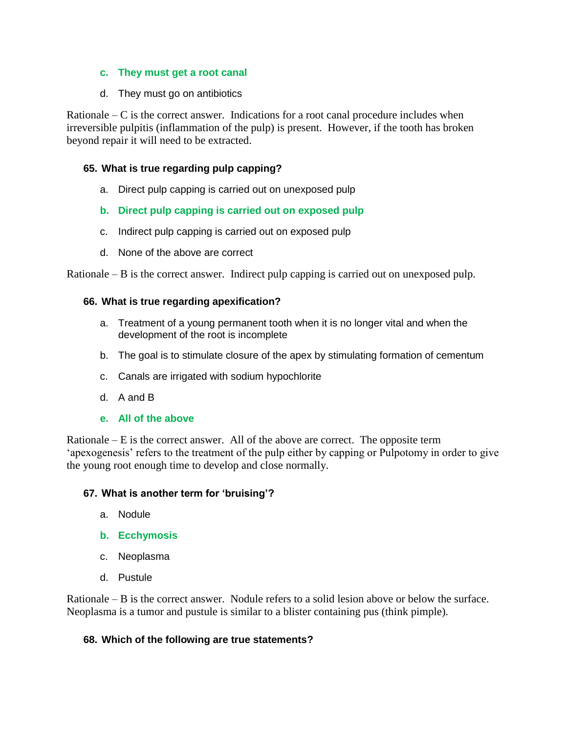c. **They must get a root canal**

d. They must go on antibiotics

Rationale – C is the correct answer. Indications for a root canal procedure includes when irreversible pulpitis (inflammation of the pulp) is present. However, if the tooth has broken beyond repair it will need to be extracted.

**65. What is true regarding pulp capping?**

a. Direct pulp capping is carried out on unexposed pulp

b. **Direct pulp capping is carried out on exposed pulp**

c. Indirect pulp capping is carried out on exposed pulp

d. None of the above are correct

Rationale – B is the correct answer. Indirect pulp capping is carried out on unexposed pulp.

**66. What is true regarding apexification?**

a. Treatment of a young permanent tooth when it is no longer vital and when the development of the root is incomplete

b. The goal is to stimulate closure of the apex by stimulating formation of cementum

c. Canals are irrigated with sodium hypochlorite

d. A and B

e. **All of the above**

Rationale – E is the correct answer. All of the above are correct. The opposite term 'apexogenesis' refers to the treatment of the pulp either by capping or Pulpotomy in order to give the young root enough time to develop and close normally.

**67. What is another term for 'bruising'?**

a. Nodule

b. **Ecchymosis**

c. Neoplasma

d. Pustule

Rationale – B is the correct answer. Nodule refers to a solid lesion above or below the surface. Neoplasma is a tumor and pustule is similar to a blister containing pus (think pimple).

**68. Which of the following are true statements?**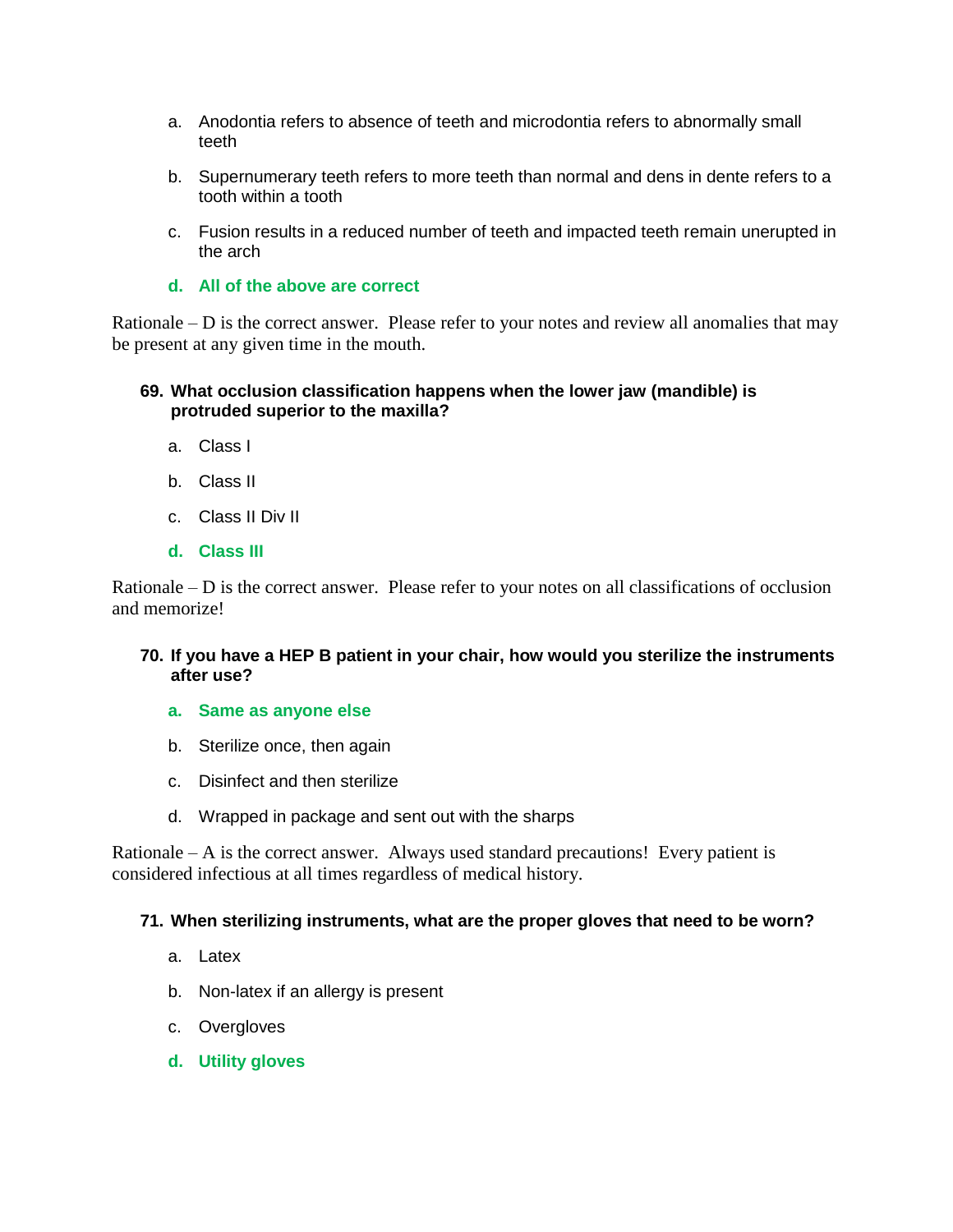a. Anodontia refers to absence of teeth and microdontia refers to abnormally small teeth

b. Supernumerary teeth refers to more teeth than normal and dens in dente refers to a tooth within a tooth

c. Fusion results in a reduced number of teeth and impacted teeth remain unerupted in the arch

**d. All of the above are correct**

Rationale – D is the correct answer. Please refer to your notes and review all anomalies that may be present at any given time in the mouth.

**69. What occlusion classification happens when the lower jaw (mandible) is protruded superior to the maxilla?**

a. Class I

b. Class II

c. Class II Div II

**d. Class III**

Rationale – D is the correct answer. Please refer to your notes on all classifications of occlusion and memorize!

**70. If you have a HEP B patient in your chair, how would you sterilize the instruments after use?**

**a. Same as anyone else**

b. Sterilize once, then again

c. Disinfect and then sterilize

d. Wrapped in package and sent out with the sharps

Rationale – A is the correct answer. Always used standard precautions! Every patient is considered infectious at all times regardless of medical history.

**71. When sterilizing instruments, what are the proper gloves that need to be worn?**

a. Latex

b. Non-latex if an allergy is present

c. Overgloves

**d. Utility gloves**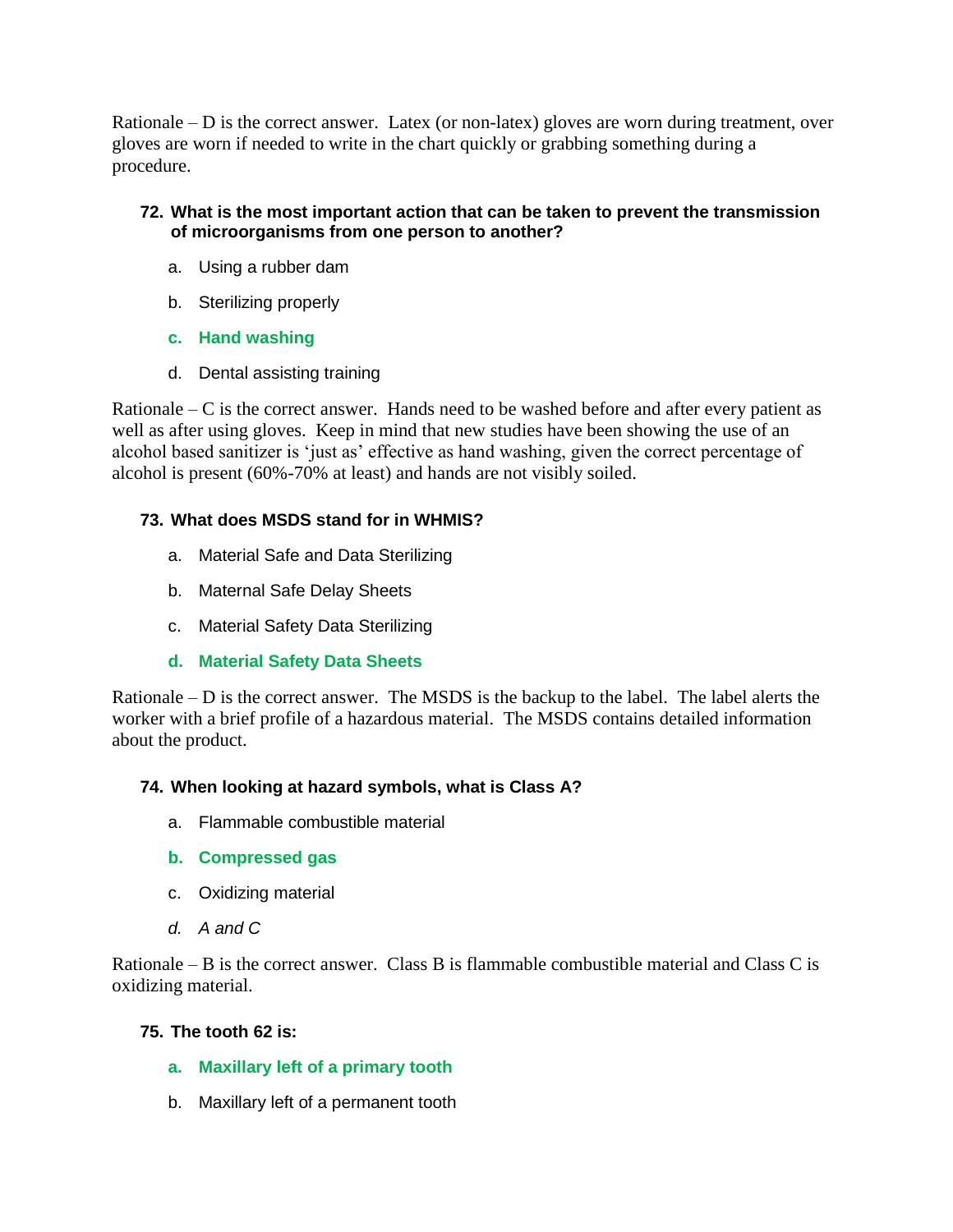Rationale – D is the correct answer. Latex (or non-latex) gloves are worn during treatment, over gloves are worn if needed to write in the chart quickly or grabbing something during a procedure.

**72. What is the most important action that can be taken to prevent the transmission of microorganisms from one person to another?**

a. Using a rubber dam

b. Sterilizing properly

**c. Hand washing**

d. Dental assisting training

Rationale – C is the correct answer. Hands need to be washed before and after every patient as well as after using gloves. Keep in mind that new studies have been showing the use of an alcohol based sanitizer is 'just as' effective as hand washing, given the correct percentage of alcohol is present (60%-70% at least) and hands are not visibly soiled.

**73. What does MSDS stand for in WHMIS?**

a. Material Safe and Data Sterilizing

b. Maternal Safe Delay Sheets

c. Material Safety Data Sterilizing

**d. Material Safety Data Sheets**

Rationale – D is the correct answer. The MSDS is the backup to the label. The label alerts the worker with a brief profile of a hazardous material. The MSDS contains detailed information about the product.

**74. When looking at hazard symbols, what is Class A?**

a. Flammable combustible material

**b. Compressed gas**

c. Oxidizing material

*d. A and C*

Rationale – B is the correct answer. Class B is flammable combustible material and Class C is oxidizing material.

**75. The tooth 62 is:**

**a. Maxillary left of a primary tooth**

b. Maxillary left of a permanent tooth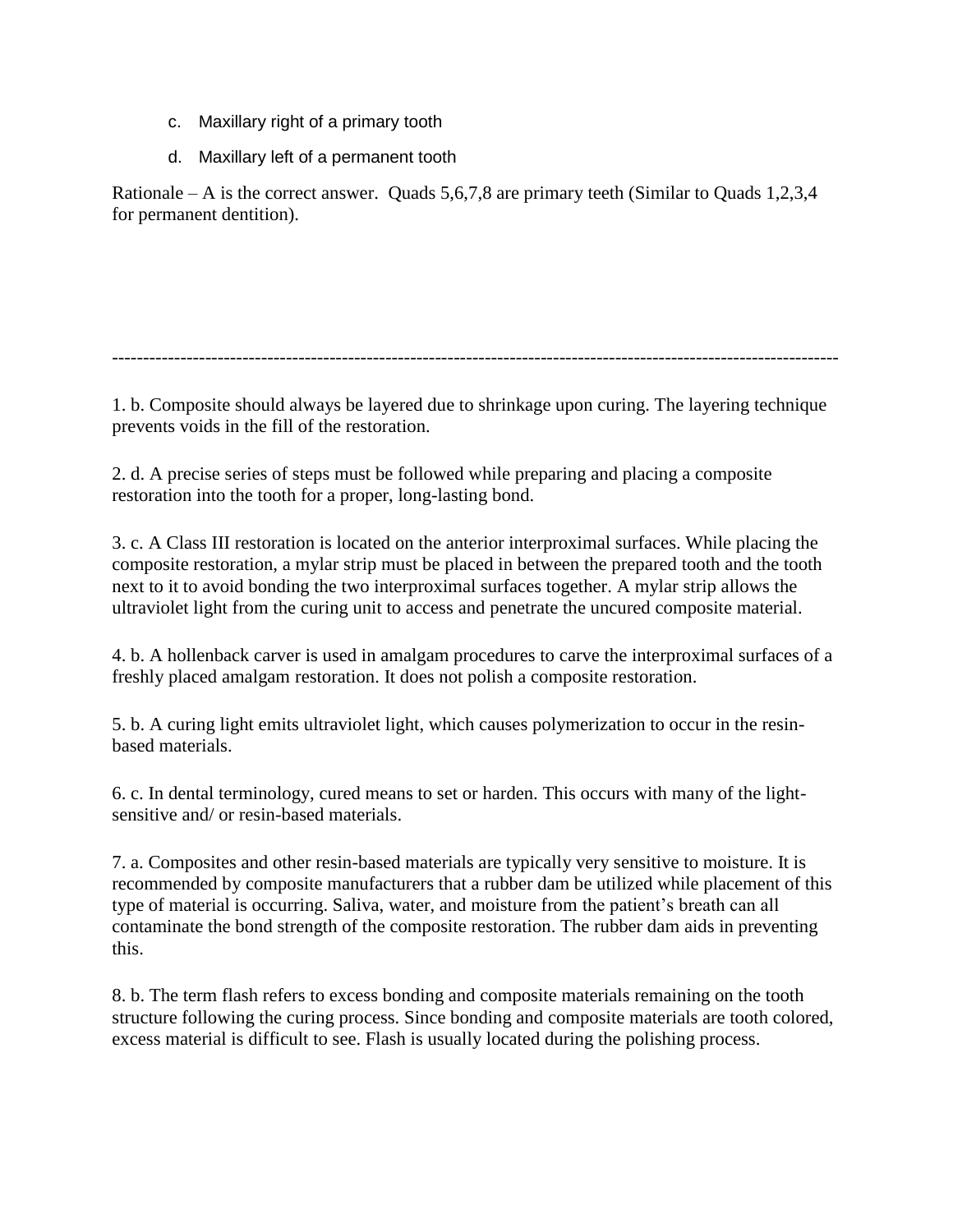c. Maxillary right of a primary tooth

d. Maxillary left of a permanent tooth

Rationale – A is the correct answer. Quads 5,6,7,8 are primary teeth (Similar to Quads 1,2,3,4 for permanent dentition).

---

1. b. Composite should always be layered due to shrinkage upon curing. The layering technique prevents voids in the fill of the restoration.

2. d. A precise series of steps must be followed while preparing and placing a composite restoration into the tooth for a proper, long-lasting bond.

3. c. A Class III restoration is located on the anterior interproximal surfaces. While placing the composite restoration, a mylar strip must be placed in between the prepared tooth and the tooth next to it to avoid bonding the two interproximal surfaces together. A mylar strip allows the ultraviolet light from the curing unit to access and penetrate the uncured composite material.

4. b. A hollenback carver is used in amalgam procedures to carve the interproximal surfaces of a freshly placed amalgam restoration. It does not polish a composite restoration.

5. b. A curing light emits ultraviolet light, which causes polymerization to occur in the resin-based materials.

6. c. In dental terminology, cured means to set or harden. This occurs with many of the light-sensitive and/ or resin-based materials.

7. a. Composites and other resin-based materials are typically very sensitive to moisture. It is recommended by composite manufacturers that a rubber dam be utilized while placement of this type of material is occurring. Saliva, water, and moisture from the patient's breath can all contaminate the bond strength of the composite restoration. The rubber dam aids in preventing this.

8. b. The term flash refers to excess bonding and composite materials remaining on the tooth structure following the curing process. Since bonding and composite materials are tooth colored, excess material is difficult to see. Flash is usually located during the polishing process.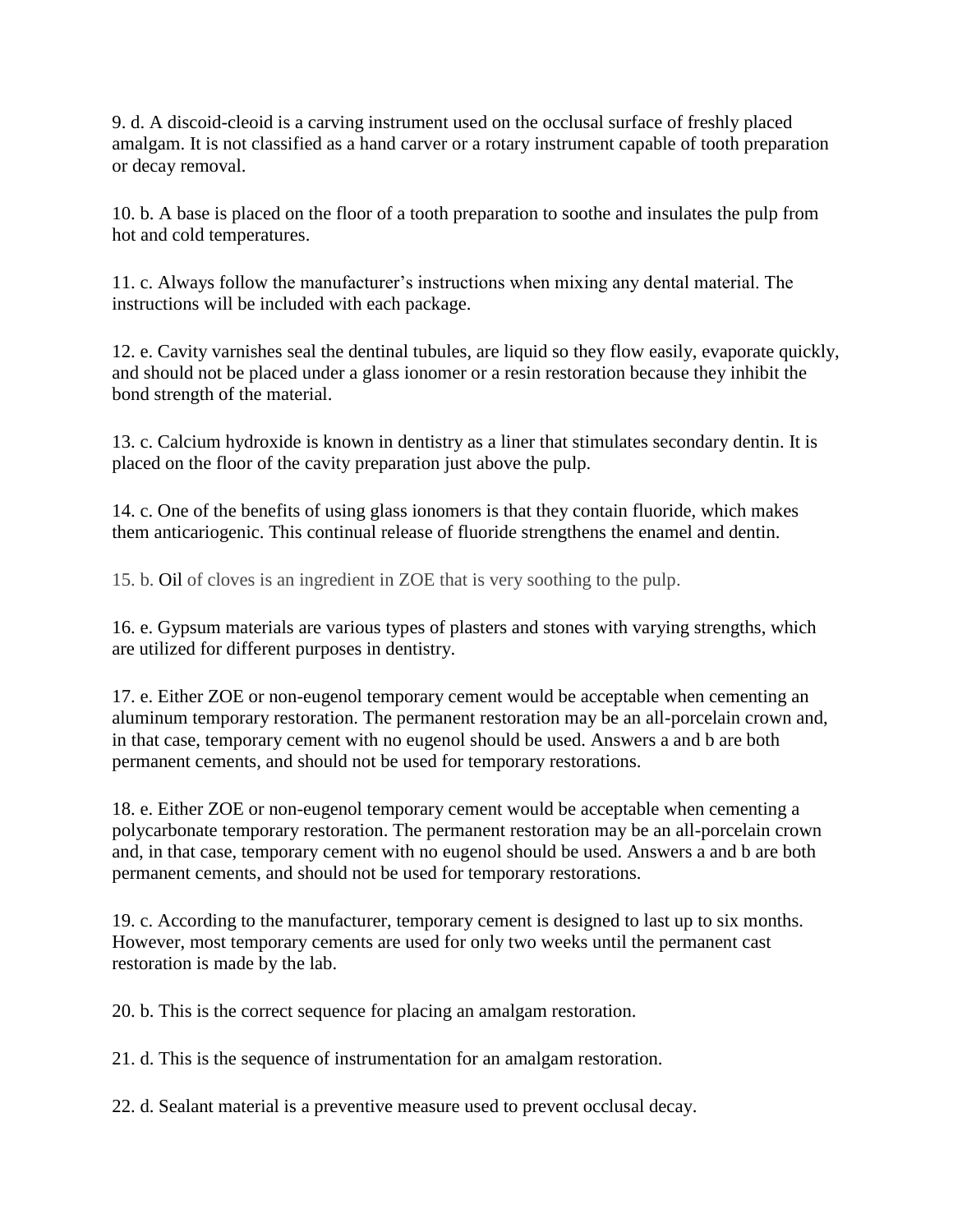9. d. A discoid-cleoid is a carving instrument used on the occlusal surface of freshly placed amalgam. It is not classified as a hand carver or a rotary instrument capable of tooth preparation or decay removal.

10. b. A base is placed on the floor of a tooth preparation to soothe and insulates the pulp from hot and cold temperatures.

11. c. Always follow the manufacturer's instructions when mixing any dental material. The instructions will be included with each package.

12. e. Cavity varnishes seal the dentinal tubules, are liquid so they flow easily, evaporate quickly, and should not be placed under a glass ionomer or a resin restoration because they inhibit the bond strength of the material.

13. c. Calcium hydroxide is known in dentistry as a liner that stimulates secondary dentin. It is placed on the floor of the cavity preparation just above the pulp.

14. c. One of the benefits of using glass ionomers is that they contain fluoride, which makes them anticariogenic. This continual release of fluoride strengthens the enamel and dentin.

15. b. Oil of cloves is an ingredient in ZOE that is very soothing to the pulp.

16. e. Gypsum materials are various types of plasters and stones with varying strengths, which are utilized for different purposes in dentistry.

17. e. Either ZOE or non-eugenol temporary cement would be acceptable when cementing an aluminum temporary restoration. The permanent restoration may be an all-porcelain crown and, in that case, temporary cement with no eugenol should be used. Answers a and b are both permanent cements, and should not be used for temporary restorations.

18. e. Either ZOE or non-eugenol temporary cement would be acceptable when cementing a polycarbonate temporary restoration. The permanent restoration may be an all-porcelain crown and, in that case, temporary cement with no eugenol should be used. Answers a and b are both permanent cements, and should not be used for temporary restorations.

19. c. According to the manufacturer, temporary cement is designed to last up to six months. However, most temporary cements are used for only two weeks until the permanent cast restoration is made by the lab.

20. b. This is the correct sequence for placing an amalgam restoration.

21. d. This is the sequence of instrumentation for an amalgam restoration.

22. d. Sealant material is a preventive measure used to prevent occlusal decay.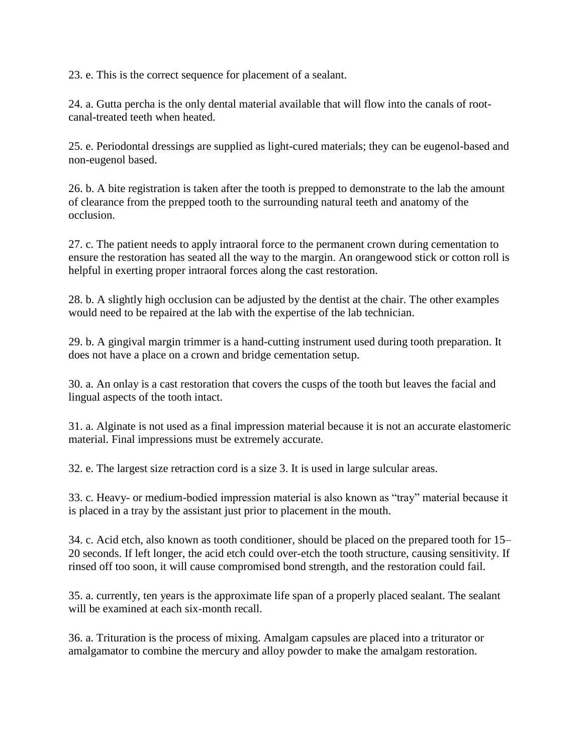23. e. This is the correct sequence for placement of a sealant.

24. a. Gutta percha is the only dental material available that will flow into the canals of root-canal-treated teeth when heated.

25. e. Periodontal dressings are supplied as light-cured materials; they can be eugenol-based and non-eugenol based.

26. b. A bite registration is taken after the tooth is prepped to demonstrate to the lab the amount of clearance from the prepped tooth to the surrounding natural teeth and anatomy of the occlusion.

27. c. The patient needs to apply intraoral force to the permanent crown during cementation to ensure the restoration has seated all the way to the margin. An orangewood stick or cotton roll is helpful in exerting proper intraoral forces along the cast restoration.

28. b. A slightly high occlusion can be adjusted by the dentist at the chair. The other examples would need to be repaired at the lab with the expertise of the lab technician.

29. b. A gingival margin trimmer is a hand-cutting instrument used during tooth preparation. It does not have a place on a crown and bridge cementation setup.

30. a. An onlay is a cast restoration that covers the cusps of the tooth but leaves the facial and lingual aspects of the tooth intact.

31. a. Alginate is not used as a final impression material because it is not an accurate elastomeric material. Final impressions must be extremely accurate.

32. e. The largest size retraction cord is a size 3. It is used in large sulcular areas.

33. c. Heavy- or medium-bodied impression material is also known as "tray" material because it is placed in a tray by the assistant just prior to placement in the mouth.

34. c. Acid etch, also known as tooth conditioner, should be placed on the prepared tooth for 15–20 seconds. If left longer, the acid etch could over-etch the tooth structure, causing sensitivity. If rinsed off too soon, it will cause compromised bond strength, and the restoration could fail.

35. a. currently, ten years is the approximate life span of a properly placed sealant. The sealant will be examined at each six-month recall.

36. a. Trituration is the process of mixing. Amalgam capsules are placed into a triturator or amalgamator to combine the mercury and alloy powder to make the amalgam restoration.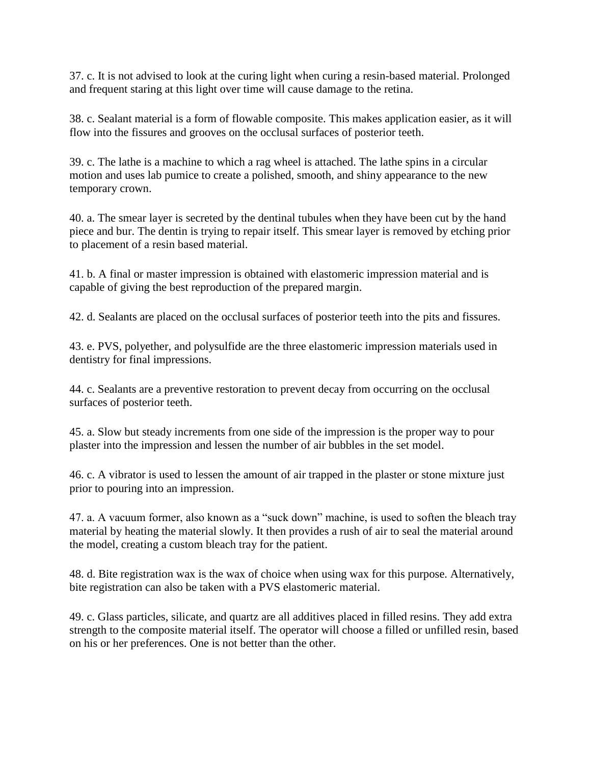37. c. It is not advised to look at the curing light when curing a resin-based material. Prolonged and frequent staring at this light over time will cause damage to the retina.

38. c. Sealant material is a form of flowable composite. This makes application easier, as it will flow into the fissures and grooves on the occlusal surfaces of posterior teeth.

39. c. The lathe is a machine to which a rag wheel is attached. The lathe spins in a circular motion and uses lab pumice to create a polished, smooth, and shiny appearance to the new temporary crown.

40. a. The smear layer is secreted by the dentinal tubules when they have been cut by the hand piece and bur. The dentin is trying to repair itself. This smear layer is removed by etching prior to placement of a resin based material.

41. b. A final or master impression is obtained with elastomeric impression material and is capable of giving the best reproduction of the prepared margin.

42. d. Sealants are placed on the occlusal surfaces of posterior teeth into the pits and fissures.

43. e. PVS, polyether, and polysulfide are the three elastomeric impression materials used in dentistry for final impressions.

44. c. Sealants are a preventive restoration to prevent decay from occurring on the occlusal surfaces of posterior teeth.

45. a. Slow but steady increments from one side of the impression is the proper way to pour plaster into the impression and lessen the number of air bubbles in the set model.

46. c. A vibrator is used to lessen the amount of air trapped in the plaster or stone mixture just prior to pouring into an impression.

47. a. A vacuum former, also known as a "suck down" machine, is used to soften the bleach tray material by heating the material slowly. It then provides a rush of air to seal the material around the model, creating a custom bleach tray for the patient.

48. d. Bite registration wax is the wax of choice when using wax for this purpose. Alternatively, bite registration can also be taken with a PVS elastomeric material.

49. c. Glass particles, silicate, and quartz are all additives placed in filled resins. They add extra strength to the composite material itself. The operator will choose a filled or unfilled resin, based on his or her preferences. One is not better than the other.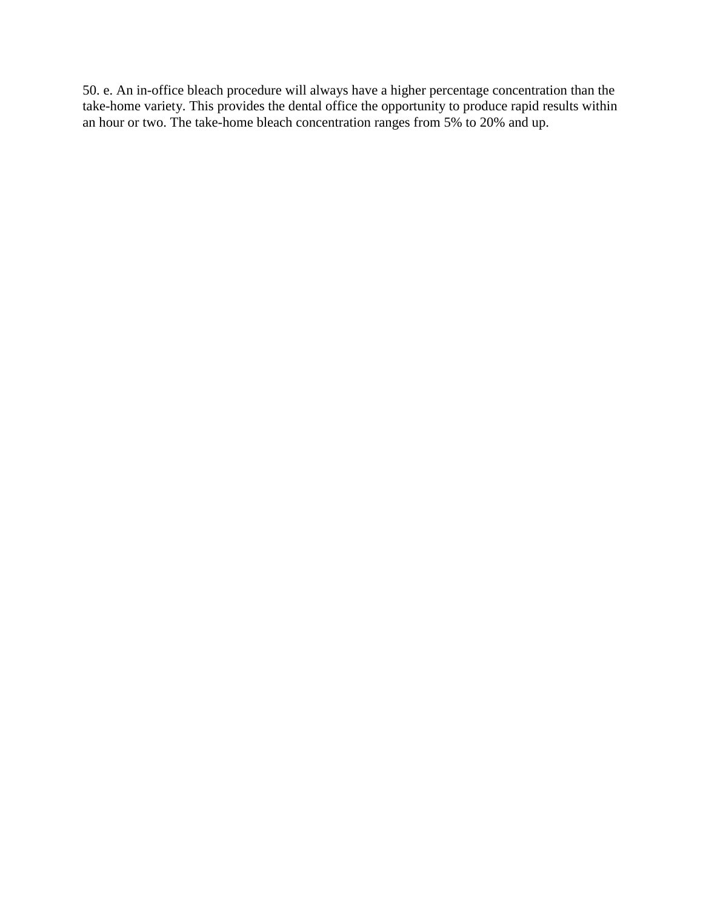50. e. An in-office bleach procedure will always have a higher percentage concentration than the take-home variety. This provides the dental office the opportunity to produce rapid results within an hour or two. The take-home bleach concentration ranges from 5% to 20% and up.